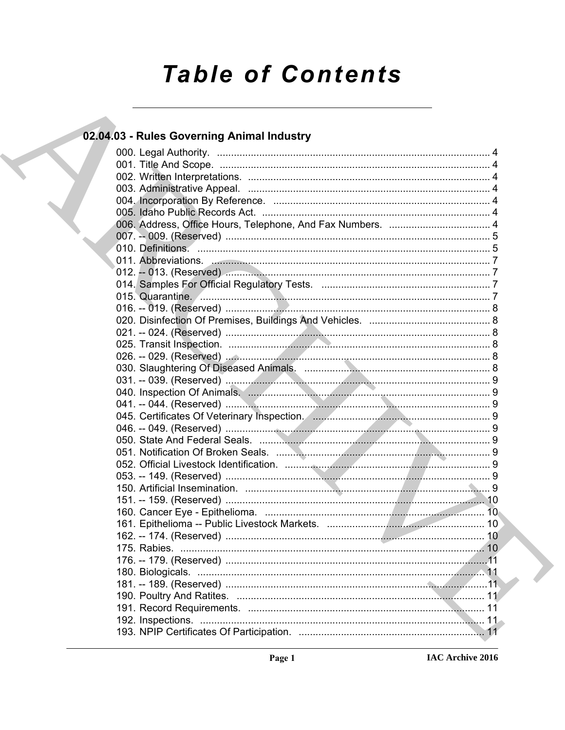# Table of Contents

## 02.04.03 - Rules Governing Animal Industry

000. Legal Authority. ... 4
001. Title And Scope. ... 4
002. Written Interpretations. ... 4
003. Administrative Appeal. ... 4
004. Incorporation By Reference. ... 4
005. Idaho Public Records Act. ... 4
006. Address, Office Hours, Telephone, And Fax Numbers. ... 4
007. -- 009. (Reserved) ... 5
010. Definitions. ... 5
011. Abbreviations. ... 7
012. -- 013. (Reserved) ... 7
014. Samples For Official Regulatory Tests. ... 7
015. Quarantine. ... 7
016. -- 019. (Reserved) ... 8
020. Disinfection Of Premises, Buildings And Vehicles. ... 8
021. -- 024. (Reserved) ... 8
025. Transit Inspection. ... 8
026. -- 029. (Reserved) ... 8
030. Slaughtering Of Diseased Animals. ... 8
031. -- 039. (Reserved) ... 9
040. Inspection Of Animals. ... 9
041. -- 044. (Reserved) ... 9
045. Certificates Of Veterinary Inspection. ... 9
046. -- 049. (Reserved) ... 9
050. State And Federal Seals. ... 9
051. Notification Of Broken Seals. ... 9
052. Official Livestock Identification. ... 9
053. -- 149. (Reserved) ... 9
150. Artificial Insemination. ... 9
151. -- 159. (Reserved) ... 10
160. Cancer Eye - Epithelioma. ... 10
161. Epithelioma -- Public Livestock Markets. ... 10
162. -- 174. (Reserved) ... 10
175. Rabies. ... 10
176. -- 179. (Reserved) ... 11
180. Biologicals. ... 11
181. -- 189. (Reserved) ... 11
190. Poultry And Ratites. ... 11
191. Record Requirements. ... 11
192. Inspections. ... 11
193. NPIP Certificates Of Participation. ... 11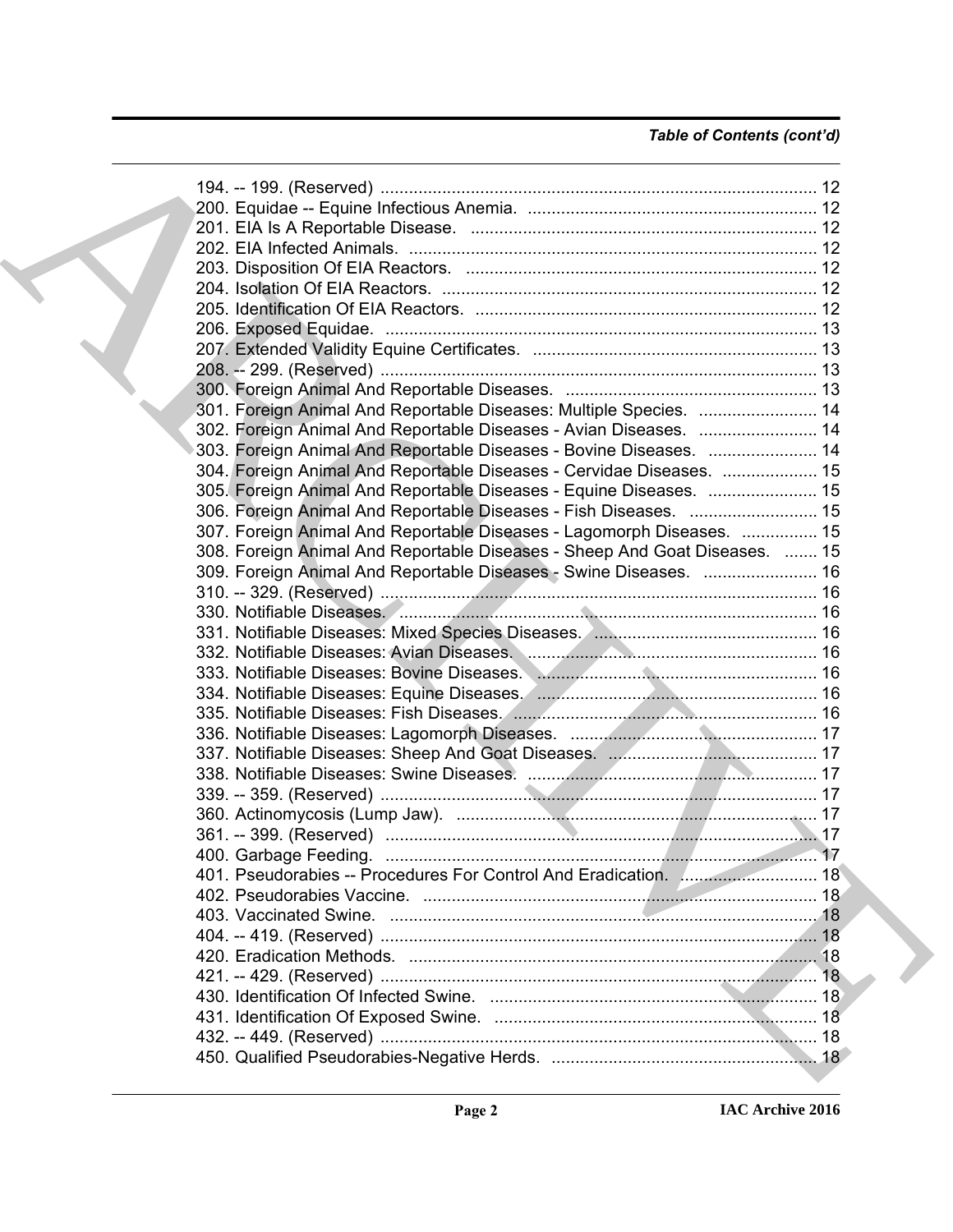*Table of Contents (cont'd)*

194. -- 199. (Reserved) ........................................................................................... 12
200. Equidae -- Equine Infectious Anemia. ............................................................ 12
201. EIA Is A Reportable Disease. ........................................................................ 12
202. EIA Infected Animals. ..................................................................................... 12
203. Disposition Of EIA Reactors. ......................................................................... 12
204. Isolation Of EIA Reactors. .............................................................................. 12
205. Identification Of EIA Reactors. ....................................................................... 12
206. Exposed Equidae. .......................................................................................... 13
207. Extended Validity Equine Certificates. ........................................................... 13
208. -- 299. (Reserved) ........................................................................................... 13
300. Foreign Animal And Reportable Diseases. .................................................... 13
301. Foreign Animal And Reportable Diseases: Multiple Species. ......................... 14
302. Foreign Animal And Reportable Diseases - Avian Diseases. ......................... 14
303. Foreign Animal And Reportable Diseases - Bovine Diseases. ....................... 14
304. Foreign Animal And Reportable Diseases - Cervidae Diseases. .................... 15
305. Foreign Animal And Reportable Diseases - Equine Diseases. ....................... 15
306. Foreign Animal And Reportable Diseases - Fish Diseases. ........................... 15
307. Foreign Animal And Reportable Diseases - Lagomorph Diseases. ................ 15
308. Foreign Animal And Reportable Diseases - Sheep And Goat Diseases. ....... 15
309. Foreign Animal And Reportable Diseases - Swine Diseases. ........................ 16
310. -- 329. (Reserved) ........................................................................................... 16
330. Notifiable Diseases. ........................................................................................ 16
331. Notifiable Diseases: Mixed Species Diseases. ............................................... 16
332. Notifiable Diseases: Avian Diseases. ............................................................. 16
333. Notifiable Diseases: Bovine Diseases. ........................................................... 16
334. Notifiable Diseases: Equine Diseases. ........................................................... 16
335. Notifiable Diseases: Fish Diseases. ............................................................... 16
336. Notifiable Diseases: Lagomorph Diseases. ................................................... 17
337. Notifiable Diseases: Sheep And Goat Diseases. ........................................... 17
338. Notifiable Diseases: Swine Diseases. ............................................................ 17
339. -- 359. (Reserved) ........................................................................................... 17
360. Actinomycosis (Lump Jaw). ........................................................................... 17
361. -- 399. (Reserved) ........................................................................................... 17
400. Garbage Feeding. ........................................................................................... 17
401. Pseudorabies -- Procedures For Control And Eradication. ............................ 18
402. Pseudorabies Vaccine. ................................................................................... 18
403. Vaccinated Swine. .......................................................................................... 18
404. -- 419. (Reserved) ........................................................................................... 18
420. Eradication Methods. ..................................................................................... 18
421. -- 429. (Reserved) ........................................................................................... 18
430. Identification Of Infected Swine. ..................................................................... 18
431. Identification Of Exposed Swine. .................................................................... 18
432. -- 449. (Reserved) ........................................................................................... 18
450. Qualified Pseudorabies-Negative Herds. ........................................................ 18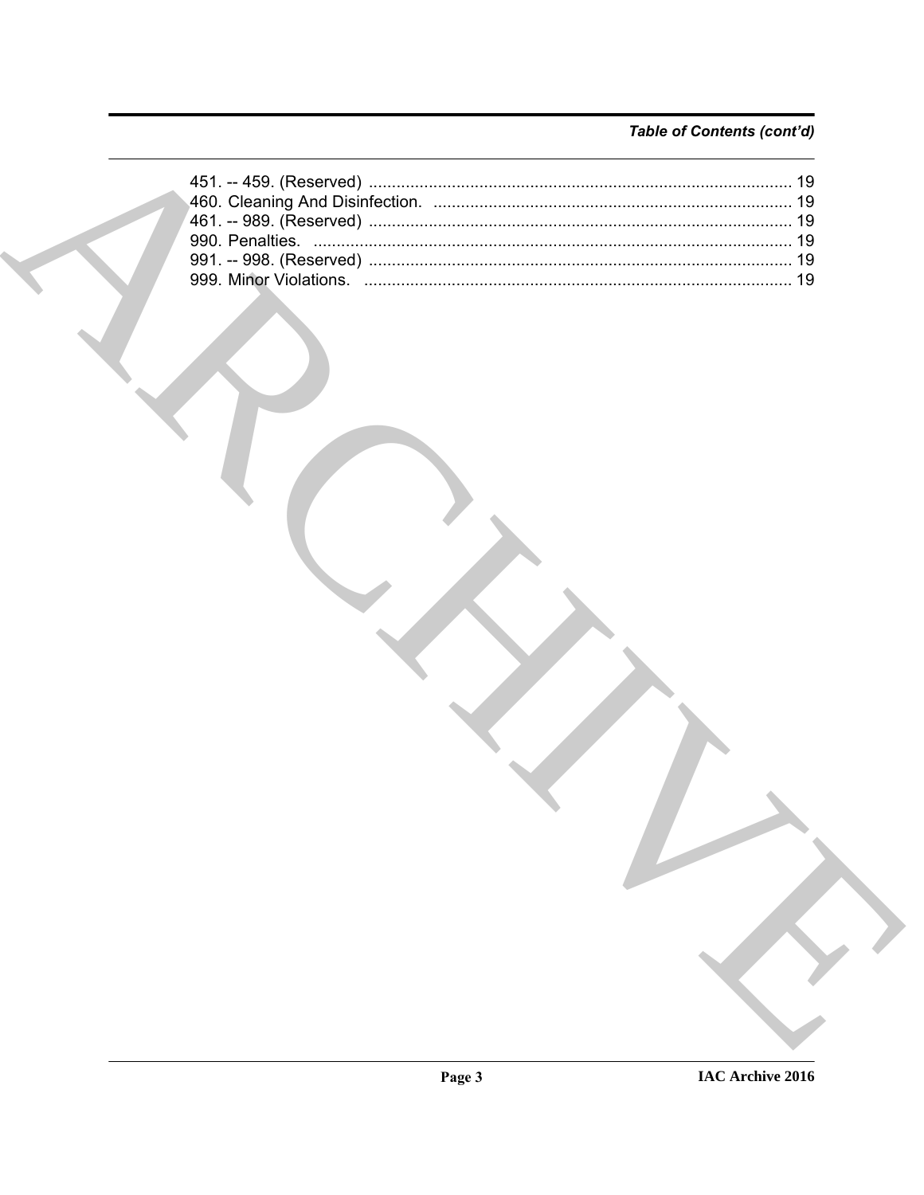*Table of Contents (cont'd)*

451. -- 459. (Reserved) ........................................................................................... 19
460. Cleaning And Disinfection. ............................................................................. 19
461. -- 989. (Reserved) ........................................................................................... 19
990. Penalties. ....................................................................................................... 19
991. -- 998. (Reserved) ........................................................................................... 19
999. Minor Violations. ............................................................................................ 19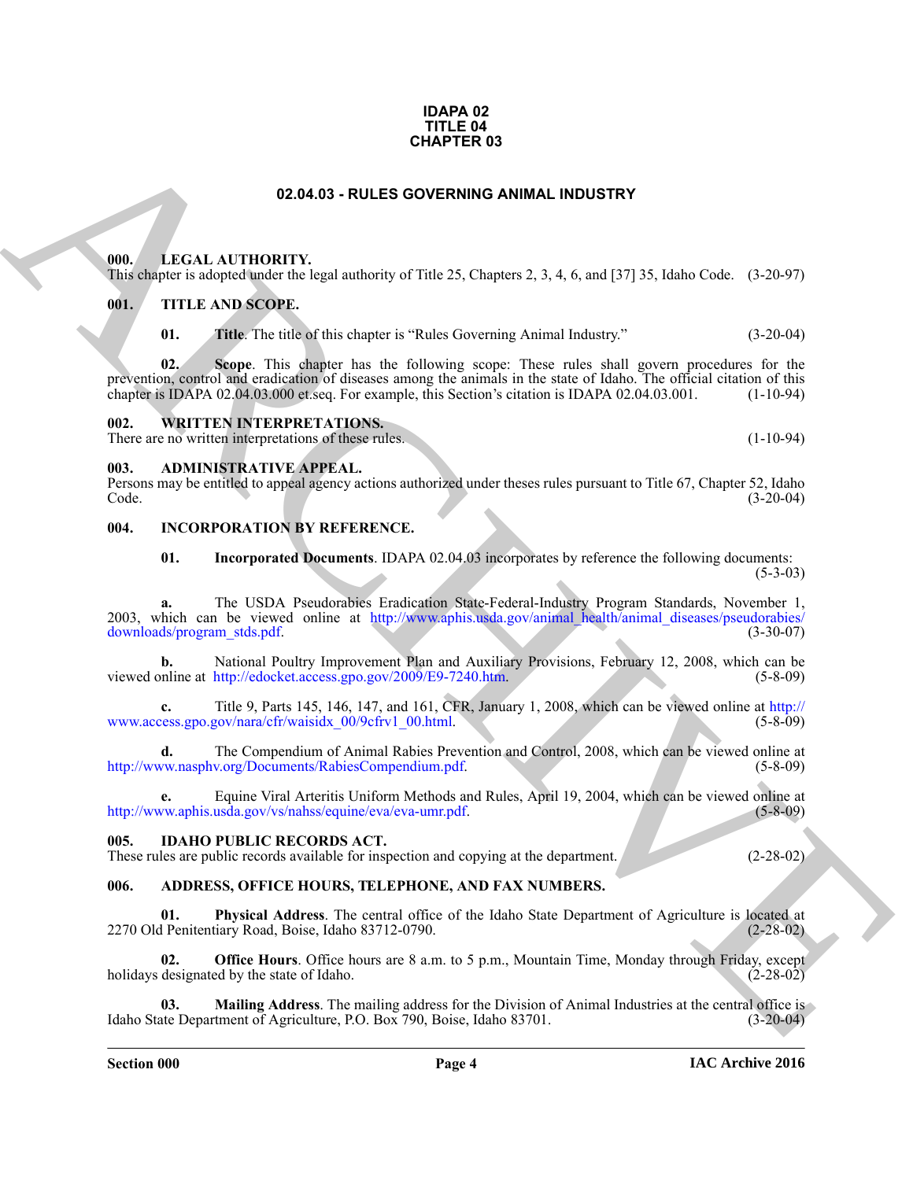**IDAPA 02**
**TITLE 04**
**CHAPTER 03**

# 02.04.03 - RULES GOVERNING ANIMAL INDUSTRY

## 000. LEGAL AUTHORITY.

This chapter is adopted under the legal authority of Title 25, Chapters 2, 3, 4, 6, and [37] 35, Idaho Code. (3-20-97)

## 001. TITLE AND SCOPE.

**01. Title**. The title of this chapter is "Rules Governing Animal Industry." (3-20-04)

**02. Scope**. This chapter has the following scope: These rules shall govern procedures for the prevention, control and eradication of diseases among the animals in the state of Idaho. The official citation of this chapter is IDAPA 02.04.03.000 et.seq. For example, this Section's citation is IDAPA 02.04.03.001. (1-10-94)

## 002. WRITTEN INTERPRETATIONS.

There are no written interpretations of these rules. (1-10-94)

## 003. ADMINISTRATIVE APPEAL.

Persons may be entitled to appeal agency actions authorized under theses rules pursuant to Title 67, Chapter 52, Idaho Code. (3-20-04)

## 004. INCORPORATION BY REFERENCE.

**01. Incorporated Documents**. IDAPA 02.04.03 incorporates by reference the following documents: (5-3-03)

**a.** The USDA Pseudorabies Eradication State-Federal-Industry Program Standards, November 1, 2003, which can be viewed online at http://www.aphis.usda.gov/animal_health/animal_diseases/pseudorabies/downloads/program_stds.pdf. (3-30-07)

**b.** National Poultry Improvement Plan and Auxiliary Provisions, February 12, 2008, which can be viewed online at http://edocket.access.gpo.gov/2009/E9-7240.htm. (5-8-09)

**c.** Title 9, Parts 145, 146, 147, and 161, CFR, January 1, 2008, which can be viewed online at http://www.access.gpo.gov/nara/cfr/waisidx_00/9cfrv1_00.html. (5-8-09)

**d.** The Compendium of Animal Rabies Prevention and Control, 2008, which can be viewed online at http://www.nasphv.org/Documents/RabiesCompendium.pdf. (5-8-09)

**e.** Equine Viral Arteritis Uniform Methods and Rules, April 19, 2004, which can be viewed online at http://www.aphis.usda.gov/vs/nahss/equine/eva/eva-umr.pdf. (5-8-09)

## 005. IDAHO PUBLIC RECORDS ACT.

These rules are public records available for inspection and copying at the department. (2-28-02)

## 006. ADDRESS, OFFICE HOURS, TELEPHONE, AND FAX NUMBERS.

**01. Physical Address**. The central office of the Idaho State Department of Agriculture is located at 2270 Old Penitentiary Road, Boise, Idaho 83712-0790. (2-28-02)

**02. Office Hours**. Office hours are 8 a.m. to 5 p.m., Mountain Time, Monday through Friday, except holidays designated by the state of Idaho. (2-28-02)

**03. Mailing Address**. The mailing address for the Division of Animal Industries at the central office is Idaho State Department of Agriculture, P.O. Box 790, Boise, Idaho 83701. (3-20-04)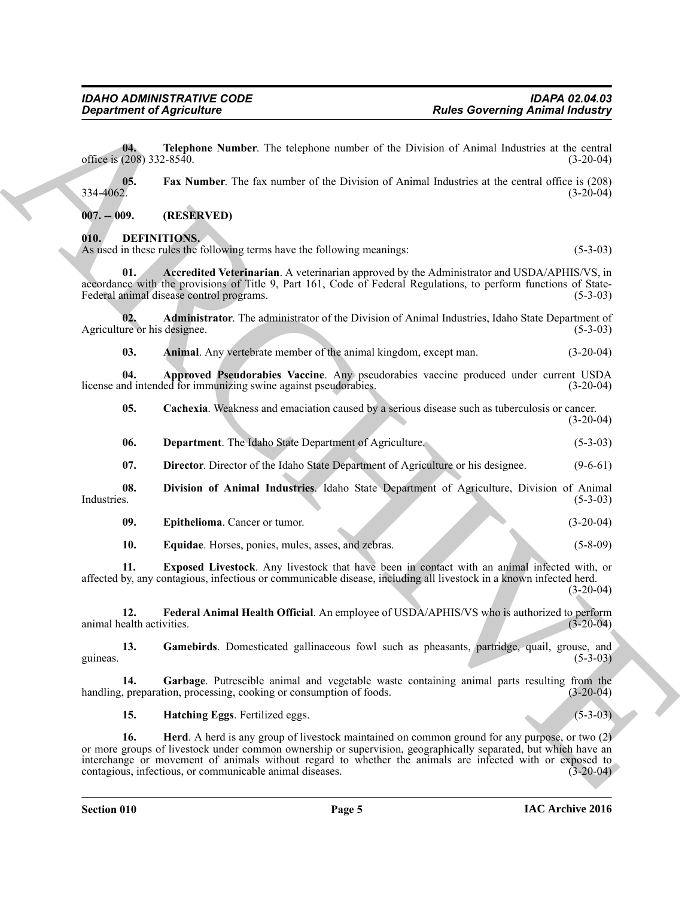**04. Telephone Number**. The telephone number of the Division of Animal Industries at the central office is (208) 332-8540. (3-20-04)

**05. Fax Number**. The fax number of the Division of Animal Industries at the central office is (208) 334-4062. (3-20-04)

## 007. -- 009. (RESERVED)

## 010. DEFINITIONS.

As used in these rules the following terms have the following meanings: (5-3-03)

**01. Accredited Veterinarian**. A veterinarian approved by the Administrator and USDA/APHIS/VS, in accordance with the provisions of Title 9, Part 161, Code of Federal Regulations, to perform functions of State-Federal animal disease control programs. (5-3-03)

**02. Administrator**. The administrator of the Division of Animal Industries, Idaho State Department of Agriculture or his designee. (5-3-03)

**03. Animal**. Any vertebrate member of the animal kingdom, except man. (3-20-04)

**04. Approved Pseudorabies Vaccine**. Any pseudorabies vaccine produced under current USDA license and intended for immunizing swine against pseudorabies. (3-20-04)

**05. Cachexia**. Weakness and emaciation caused by a serious disease such as tuberculosis or cancer. (3-20-04)

**06. Department**. The Idaho State Department of Agriculture. (5-3-03)

**07. Director**. Director of the Idaho State Department of Agriculture or his designee. (9-6-61)

**08. Division of Animal Industries**. Idaho State Department of Agriculture, Division of Animal Industries. (5-3-03)

**09. Epithelioma**. Cancer or tumor. (3-20-04)

**10. Equidae**. Horses, ponies, mules, asses, and zebras. (5-8-09)

**11. Exposed Livestock**. Any livestock that have been in contact with an animal infected with, or affected by, any contagious, infectious or communicable disease, including all livestock in a known infected herd. (3-20-04)

**12. Federal Animal Health Official**. An employee of USDA/APHIS/VS who is authorized to perform animal health activities. (3-20-04)

**13. Gamebirds**. Domesticated gallinaceous fowl such as pheasants, partridge, quail, grouse, and guineas. (5-3-03)

**14. Garbage**. Putrescible animal and vegetable waste containing animal parts resulting from the handling, preparation, processing, cooking or consumption of foods. (3-20-04)

**15. Hatching Eggs**. Fertilized eggs. (5-3-03)

**16. Herd**. A herd is any group of livestock maintained on common ground for any purpose, or two (2) or more groups of livestock under common ownership or supervision, geographically separated, but which have an interchange or movement of animals without regard to whether the animals are infected with or exposed to contagious, infectious, or communicable animal diseases. (3-20-04)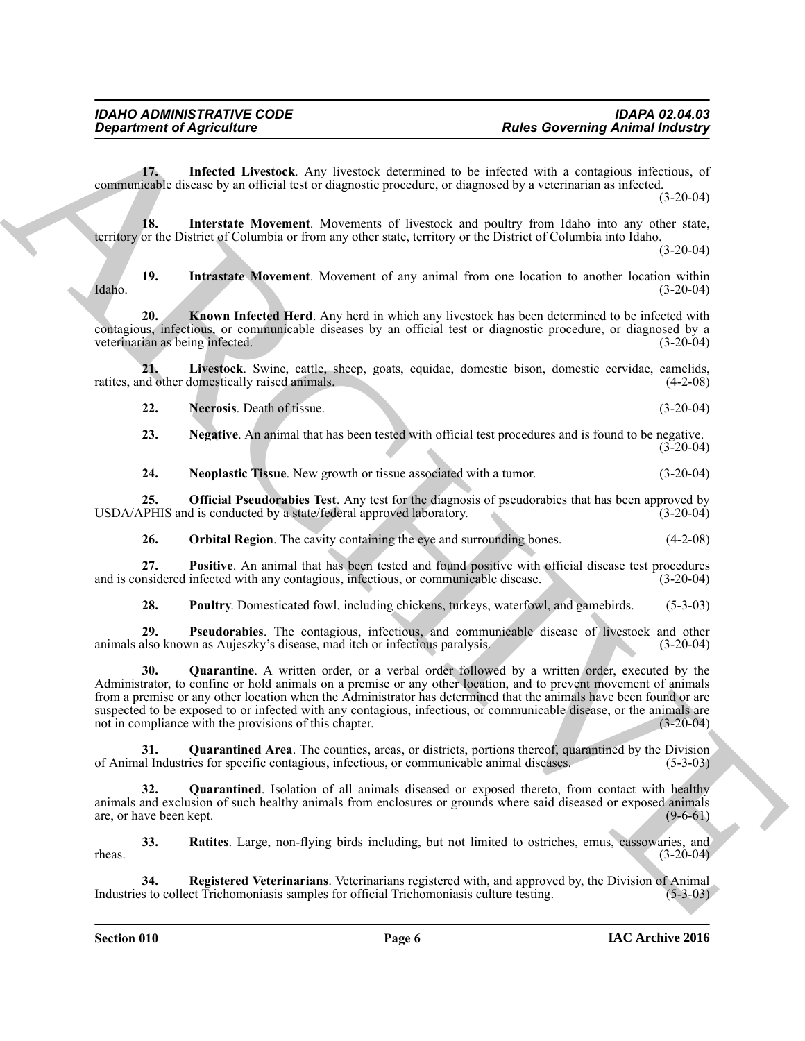**17. Infected Livestock**. Any livestock determined to be infected with a contagious infectious, of communicable disease by an official test or diagnostic procedure, or diagnosed by a veterinarian as infected. (3-20-04)

**18. Interstate Movement**. Movements of livestock and poultry from Idaho into any other state, territory or the District of Columbia or from any other state, territory or the District of Columbia into Idaho. (3-20-04)

**19. Intrastate Movement**. Movement of any animal from one location to another location within Idaho. (3-20-04)

**20. Known Infected Herd**. Any herd in which any livestock has been determined to be infected with contagious, infectious, or communicable diseases by an official test or diagnostic procedure, or diagnosed by a veterinarian as being infected. (3-20-04)

**21. Livestock**. Swine, cattle, sheep, goats, equidae, domestic bison, domestic cervidae, camelids, ratites, and other domestically raised animals. (4-2-08)

**22. Necrosis**. Death of tissue. (3-20-04)

**23. Negative**. An animal that has been tested with official test procedures and is found to be negative. (3-20-04)

**24. Neoplastic Tissue**. New growth or tissue associated with a tumor. (3-20-04)

**25. Official Pseudorabies Test**. Any test for the diagnosis of pseudorabies that has been approved by USDA/APHIS and is conducted by a state/federal approved laboratory. (3-20-04)

**26. Orbital Region**. The cavity containing the eye and surrounding bones. (4-2-08)

**27. Positive**. An animal that has been tested and found positive with official disease test procedures and is considered infected with any contagious, infectious, or communicable disease. (3-20-04)

**28. Poultry**. Domesticated fowl, including chickens, turkeys, waterfowl, and gamebirds. (5-3-03)

**29. Pseudorabies**. The contagious, infectious, and communicable disease of livestock and other animals also known as Aujeszky's disease, mad itch or infectious paralysis. (3-20-04)

**30. Quarantine**. A written order, or a verbal order followed by a written order, executed by the Administrator, to confine or hold animals on a premise or any other location, and to prevent movement of animals from a premise or any other location when the Administrator has determined that the animals have been found or are suspected to be exposed to or infected with any contagious, infectious, or communicable disease, or the animals are not in compliance with the provisions of this chapter. (3-20-04)

**31. Quarantined Area**. The counties, areas, or districts, portions thereof, quarantined by the Division of Animal Industries for specific contagious, infectious, or communicable animal diseases. (5-3-03)

**32. Quarantined**. Isolation of all animals diseased or exposed thereto, from contact with healthy animals and exclusion of such healthy animals from enclosures or grounds where said diseased or exposed animals are, or have been kept. (9-6-61)

**33. Ratites**. Large, non-flying birds including, but not limited to ostriches, emus, cassowaries, and rheas. (3-20-04)

**34. Registered Veterinarians**. Veterinarians registered with, and approved by, the Division of Animal Industries to collect Trichomoniasis samples for official Trichomoniasis culture testing. (5-3-03)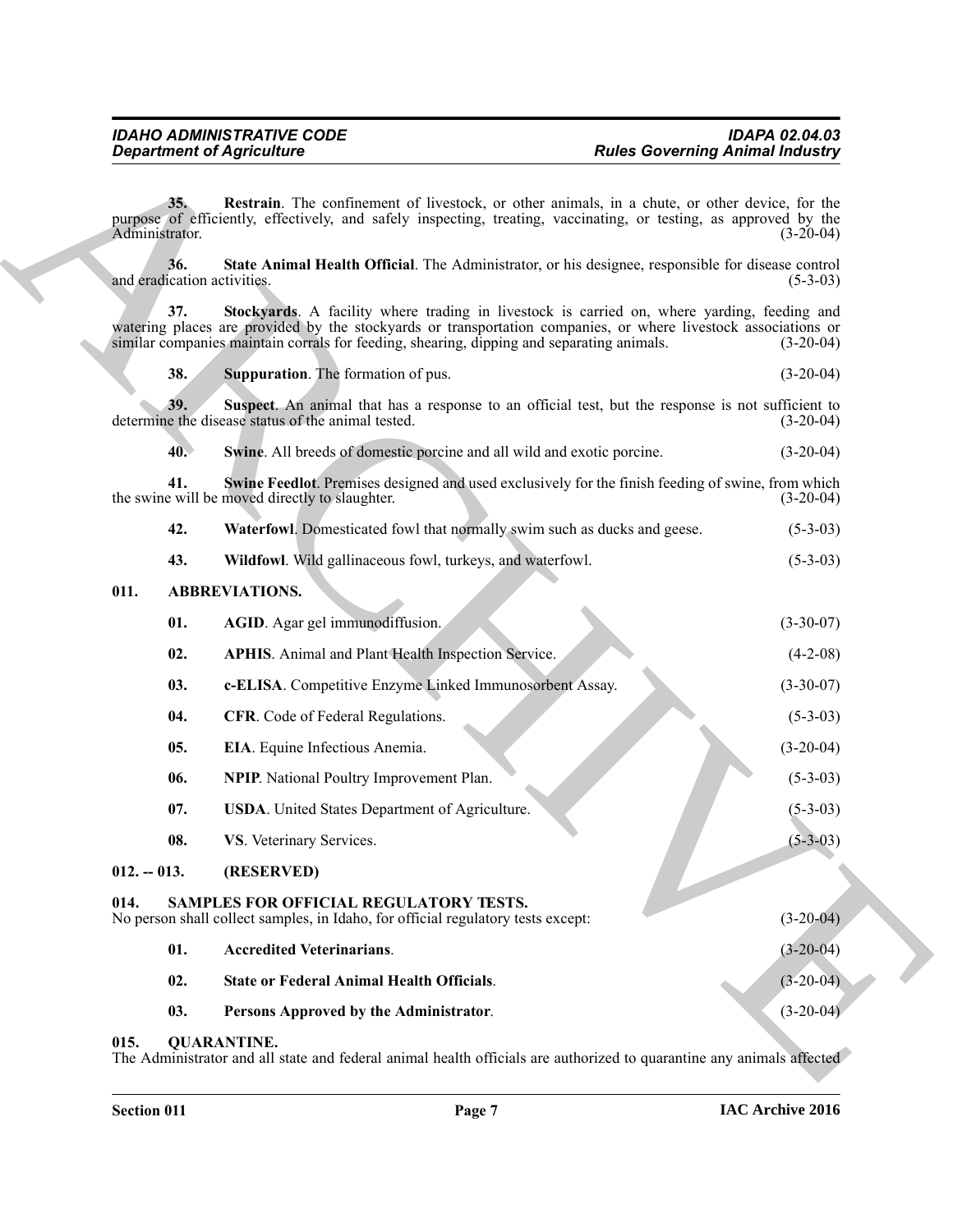**35. Restrain**. The confinement of livestock, or other animals, in a chute, or other device, for the purpose of efficiently, effectively, and safely inspecting, treating, vaccinating, or testing, as approved by the Administrator. (3-20-04)

**36. State Animal Health Official**. The Administrator, or his designee, responsible for disease control and eradication activities. (5-3-03)

**37. Stockyards**. A facility where trading in livestock is carried on, where yarding, feeding and watering places are provided by the stockyards or transportation companies, or where livestock associations or similar companies maintain corrals for feeding, shearing, dipping and separating animals. (3-20-04)

**38. Suppuration**. The formation of pus. (3-20-04)

**39. Suspect**. An animal that has a response to an official test, but the response is not sufficient to determine the disease status of the animal tested. (3-20-04)

**40. Swine**. All breeds of domestic porcine and all wild and exotic porcine. (3-20-04)

**41. Swine Feedlot**. Premises designed and used exclusively for the finish feeding of swine, from which the swine will be moved directly to slaughter. (3-20-04)

**42. Waterfowl**. Domesticated fowl that normally swim such as ducks and geese. (5-3-03)

**43. Wildfowl**. Wild gallinaceous fowl, turkeys, and waterfowl. (5-3-03)

## 011. ABBREVIATIONS.

**01. AGID**. Agar gel immunodiffusion. (3-30-07)

**02. APHIS**. Animal and Plant Health Inspection Service. (4-2-08)

**03. c-ELISA**. Competitive Enzyme Linked Immunosorbent Assay. (3-30-07)

**04. CFR**. Code of Federal Regulations. (5-3-03)

**05. EIA**. Equine Infectious Anemia. (3-20-04)

**06. NPIP**. National Poultry Improvement Plan. (5-3-03)

**07. USDA**. United States Department of Agriculture. (5-3-03)

**08. VS**. Veterinary Services. (5-3-03)

## 012. -- 013. (RESERVED)

## 014. SAMPLES FOR OFFICIAL REGULATORY TESTS.

No person shall collect samples, in Idaho, for official regulatory tests except: (3-20-04)

**01. Accredited Veterinarians**. (3-20-04)

**02. State or Federal Animal Health Officials**. (3-20-04)

**03. Persons Approved by the Administrator**. (3-20-04)

## 015. QUARANTINE.

The Administrator and all state and federal animal health officials are authorized to quarantine any animals affected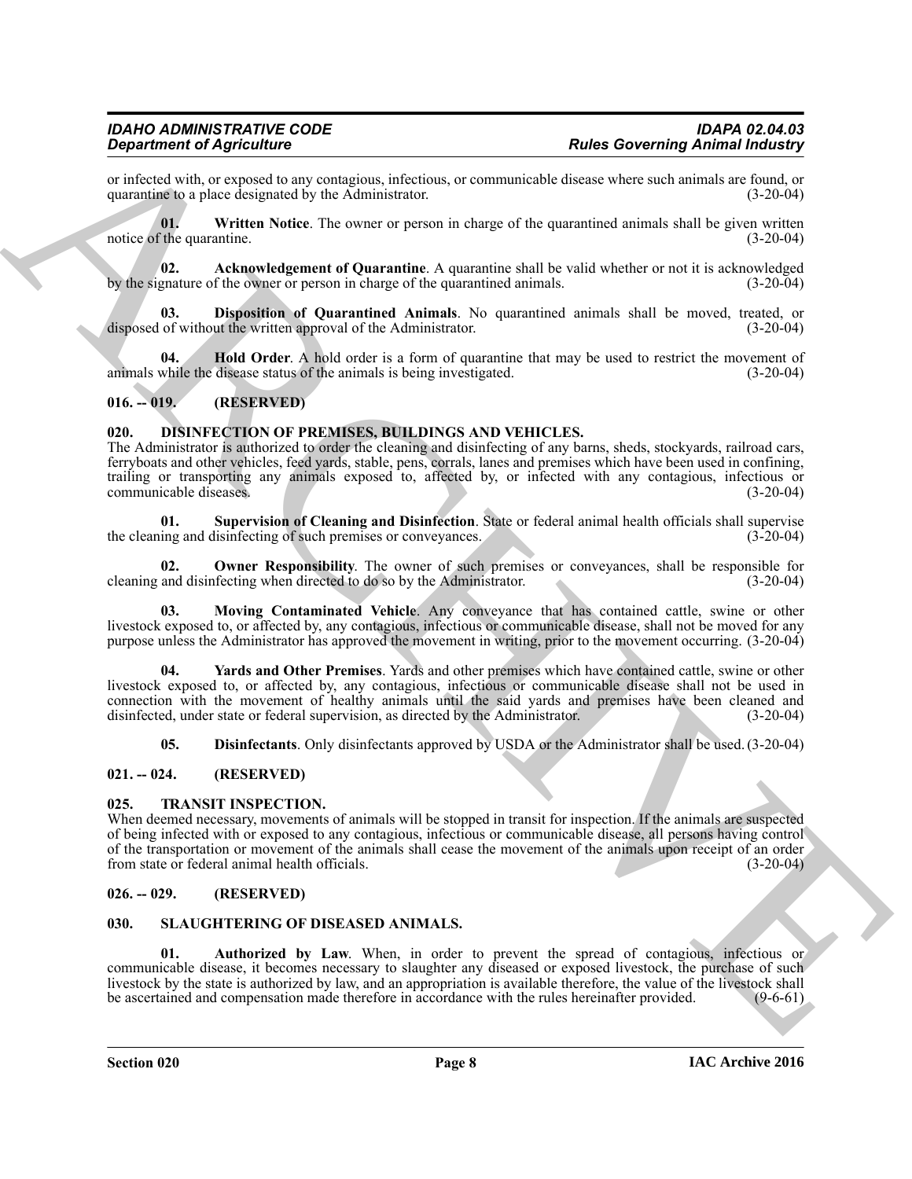or infected with, or exposed to any contagious, infectious, or communicable disease where such animals are found, or quarantine to a place designated by the Administrator. (3-20-04)

**01. Written Notice**. The owner or person in charge of the quarantined animals shall be given written notice of the quarantine. (3-20-04)

**02. Acknowledgement of Quarantine**. A quarantine shall be valid whether or not it is acknowledged by the signature of the owner or person in charge of the quarantined animals. (3-20-04)

**03. Disposition of Quarantined Animals**. No quarantined animals shall be moved, treated, or disposed of without the written approval of the Administrator. (3-20-04)

**04. Hold Order**. A hold order is a form of quarantine that may be used to restrict the movement of animals while the disease status of the animals is being investigated. (3-20-04)

## 016. -- 019. (RESERVED)

## 020. DISINFECTION OF PREMISES, BUILDINGS AND VEHICLES.

The Administrator is authorized to order the cleaning and disinfecting of any barns, sheds, stockyards, railroad cars, ferryboats and other vehicles, feed yards, stable, pens, corrals, lanes and premises which have been used in confining, trailing or transporting any animals exposed to, affected by, or infected with any contagious, infectious or communicable diseases. (3-20-04)

**01. Supervision of Cleaning and Disinfection**. State or federal animal health officials shall supervise the cleaning and disinfecting of such premises or conveyances. (3-20-04)

**02. Owner Responsibility**. The owner of such premises or conveyances, shall be responsible for cleaning and disinfecting when directed to do so by the Administrator. (3-20-04)

**03. Moving Contaminated Vehicle**. Any conveyance that has contained cattle, swine or other livestock exposed to, or affected by, any contagious, infectious or communicable disease, shall not be moved for any purpose unless the Administrator has approved the movement in writing, prior to the movement occurring. (3-20-04)

**04. Yards and Other Premises**. Yards and other premises which have contained cattle, swine or other livestock exposed to, or affected by, any contagious, infectious or communicable disease shall not be used in connection with the movement of healthy animals until the said yards and premises have been cleaned and disinfected, under state or federal supervision, as directed by the Administrator. (3-20-04)

**05. Disinfectants**. Only disinfectants approved by USDA or the Administrator shall be used. (3-20-04)

## 021. -- 024. (RESERVED)

## 025. TRANSIT INSPECTION.

When deemed necessary, movements of animals will be stopped in transit for inspection. If the animals are suspected of being infected with or exposed to any contagious, infectious or communicable disease, all persons having control of the transportation or movement of the animals shall cease the movement of the animals upon receipt of an order from state or federal animal health officials. (3-20-04)

## 026. -- 029. (RESERVED)

## 030. SLAUGHTERING OF DISEASED ANIMALS.

**01. Authorized by Law**. When, in order to prevent the spread of contagious, infectious or communicable disease, it becomes necessary to slaughter any diseased or exposed livestock, the purchase of such livestock by the state is authorized by law, and an appropriation is available therefore, the value of the livestock shall be ascertained and compensation made therefore in accordance with the rules hereinafter provided. (9-6-61)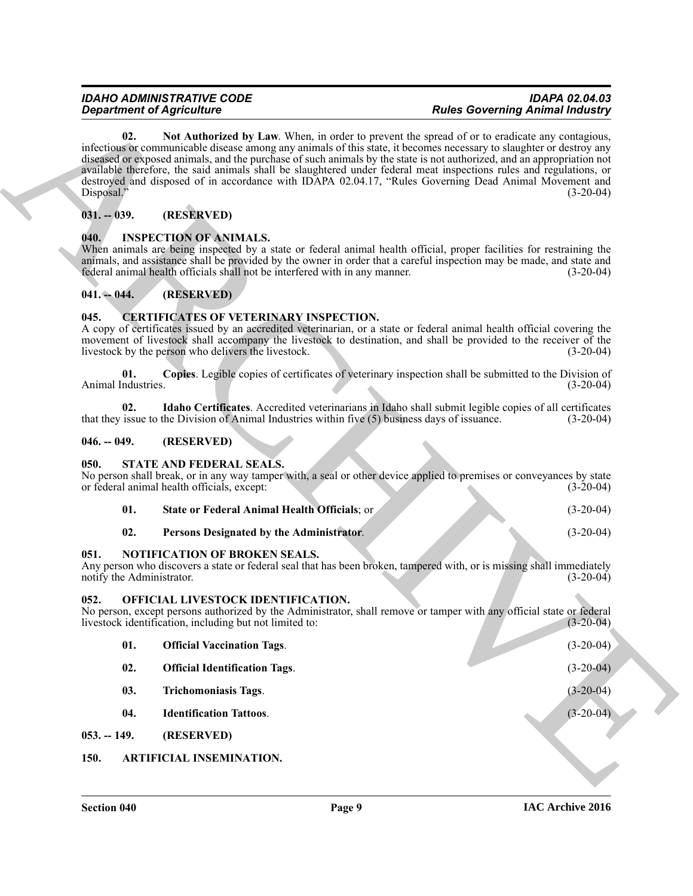**02. Not Authorized by Law**. When, in order to prevent the spread of or to eradicate any contagious, infectious or communicable disease among any animals of this state, it becomes necessary to slaughter or destroy any diseased or exposed animals, and the purchase of such animals by the state is not authorized, and an appropriation not available therefore, the said animals shall be slaughtered under federal meat inspections rules and regulations, or destroyed and disposed of in accordance with IDAPA 02.04.17, "Rules Governing Dead Animal Movement and Disposal." (3-20-04)

## 031. -- 039. (RESERVED)

## 040. INSPECTION OF ANIMALS.

When animals are being inspected by a state or federal animal health official, proper facilities for restraining the animals, and assistance shall be provided by the owner in order that a careful inspection may be made, and state and federal animal health officials shall not be interfered with in any manner. (3-20-04)

## 041. -- 044. (RESERVED)

## 045. CERTIFICATES OF VETERINARY INSPECTION.

A copy of certificates issued by an accredited veterinarian, or a state or federal animal health official covering the movement of livestock shall accompany the livestock to destination, and shall be provided to the receiver of the livestock by the person who delivers the livestock. (3-20-04)

**01. Copies**. Legible copies of certificates of veterinary inspection shall be submitted to the Division of Animal Industries. (3-20-04)

**02. Idaho Certificates**. Accredited veterinarians in Idaho shall submit legible copies of all certificates that they issue to the Division of Animal Industries within five (5) business days of issuance. (3-20-04)

## 046. -- 049. (RESERVED)

## 050. STATE AND FEDERAL SEALS.

No person shall break, or in any way tamper with, a seal or other device applied to premises or conveyances by state or federal animal health officials, except: (3-20-04)

**01. State or Federal Animal Health Officials**; or (3-20-04)

**02. Persons Designated by the Administrator**. (3-20-04)

## 051. NOTIFICATION OF BROKEN SEALS.

Any person who discovers a state or federal seal that has been broken, tampered with, or is missing shall immediately notify the Administrator. (3-20-04)

## 052. OFFICIAL LIVESTOCK IDENTIFICATION.

No person, except persons authorized by the Administrator, shall remove or tamper with any official state or federal livestock identification, including but not limited to: (3-20-04)

**01. Official Vaccination Tags**. (3-20-04)

**02. Official Identification Tags**. (3-20-04)

**03. Trichomoniasis Tags**. (3-20-04)

**04. Identification Tattoos**. (3-20-04)

## 053. -- 149. (RESERVED)

## 150. ARTIFICIAL INSEMINATION.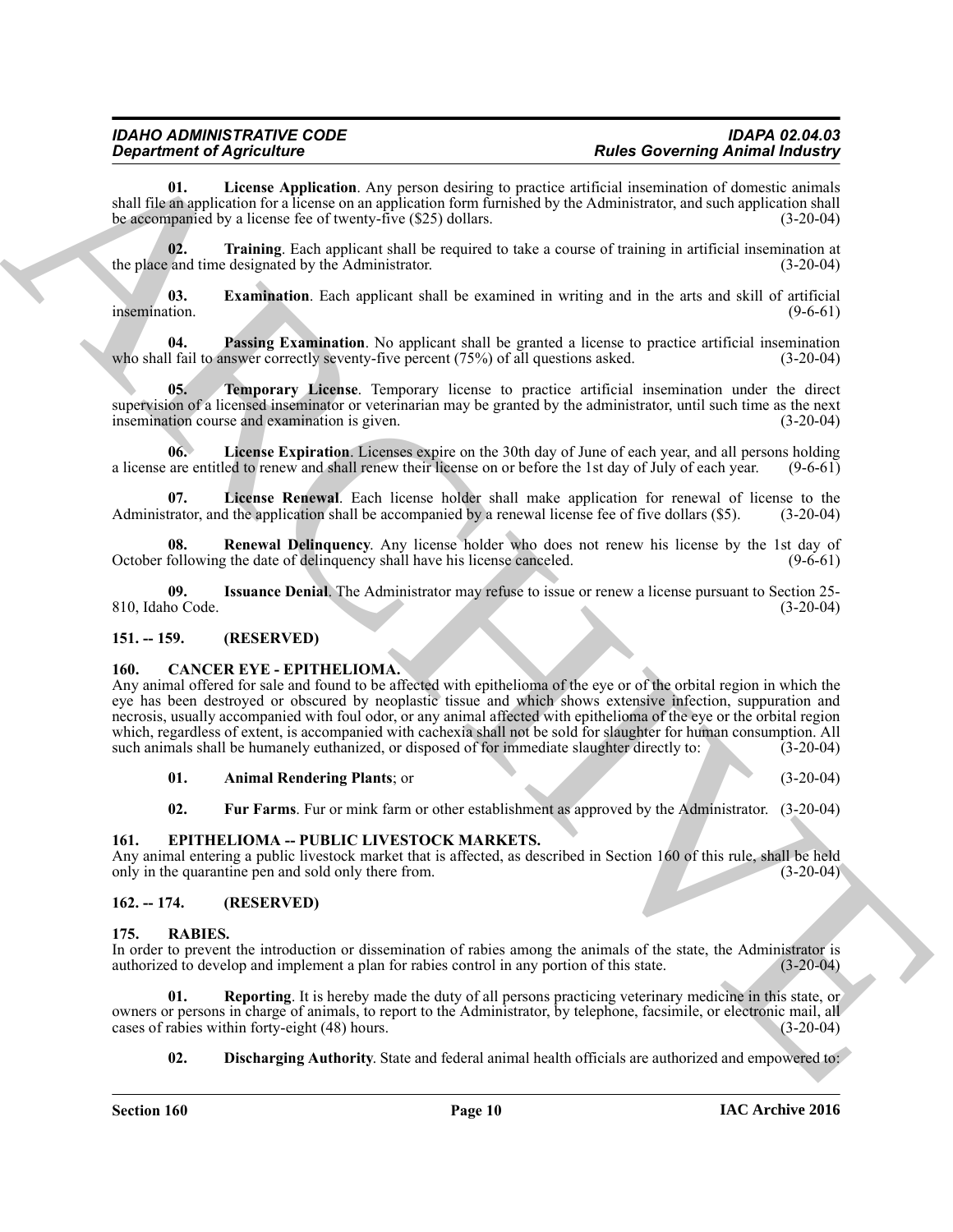**01. License Application**. Any person desiring to practice artificial insemination of domestic animals shall file an application for a license on an application form furnished by the Administrator, and such application shall be accompanied by a license fee of twenty-five ($25) dollars. (3-20-04)

**02. Training**. Each applicant shall be required to take a course of training in artificial insemination at the place and time designated by the Administrator. (3-20-04)

**03. Examination**. Each applicant shall be examined in writing and in the arts and skill of artificial insemination. (9-6-61)

**04. Passing Examination**. No applicant shall be granted a license to practice artificial insemination who shall fail to answer correctly seventy-five percent (75%) of all questions asked. (3-20-04)

**05. Temporary License**. Temporary license to practice artificial insemination under the direct supervision of a licensed inseminator or veterinarian may be granted by the administrator, until such time as the next insemination course and examination is given. (3-20-04)

**06. License Expiration**. Licenses expire on the 30th day of June of each year, and all persons holding a license are entitled to renew and shall renew their license on or before the 1st day of July of each year. (9-6-61)

**07. License Renewal**. Each license holder shall make application for renewal of license to the Administrator, and the application shall be accompanied by a renewal license fee of five dollars ($5). (3-20-04)

**08. Renewal Delinquency**. Any license holder who does not renew his license by the 1st day of October following the date of delinquency shall have his license canceled. (9-6-61)

**09. Issuance Denial**. The Administrator may refuse to issue or renew a license pursuant to Section 25-810, Idaho Code. (3-20-04)

## 151. -- 159. (RESERVED)

## 160. CANCER EYE - EPITHELIOMA.

Any animal offered for sale and found to be affected with epithelioma of the eye or of the orbital region in which the eye has been destroyed or obscured by neoplastic tissue and which shows extensive infection, suppuration and necrosis, usually accompanied with foul odor, or any animal affected with epithelioma of the eye or the orbital region which, regardless of extent, is accompanied with cachexia shall not be sold for slaughter for human consumption. All such animals shall be humanely euthanized, or disposed of for immediate slaughter directly to: (3-20-04)

**01. Animal Rendering Plants**; or (3-20-04)

**02. Fur Farms**. Fur or mink farm or other establishment as approved by the Administrator. (3-20-04)

## 161. EPITHELIOMA -- PUBLIC LIVESTOCK MARKETS.

Any animal entering a public livestock market that is affected, as described in Section 160 of this rule, shall be held only in the quarantine pen and sold only there from. (3-20-04)

## 162. -- 174. (RESERVED)

## 175. RABIES.

In order to prevent the introduction or dissemination of rabies among the animals of the state, the Administrator is authorized to develop and implement a plan for rabies control in any portion of this state. (3-20-04)

**01. Reporting**. It is hereby made the duty of all persons practicing veterinary medicine in this state, or owners or persons in charge of animals, to report to the Administrator, by telephone, facsimile, or electronic mail, all cases of rabies within forty-eight (48) hours. (3-20-04)

**02. Discharging Authority**. State and federal animal health officials are authorized and empowered to: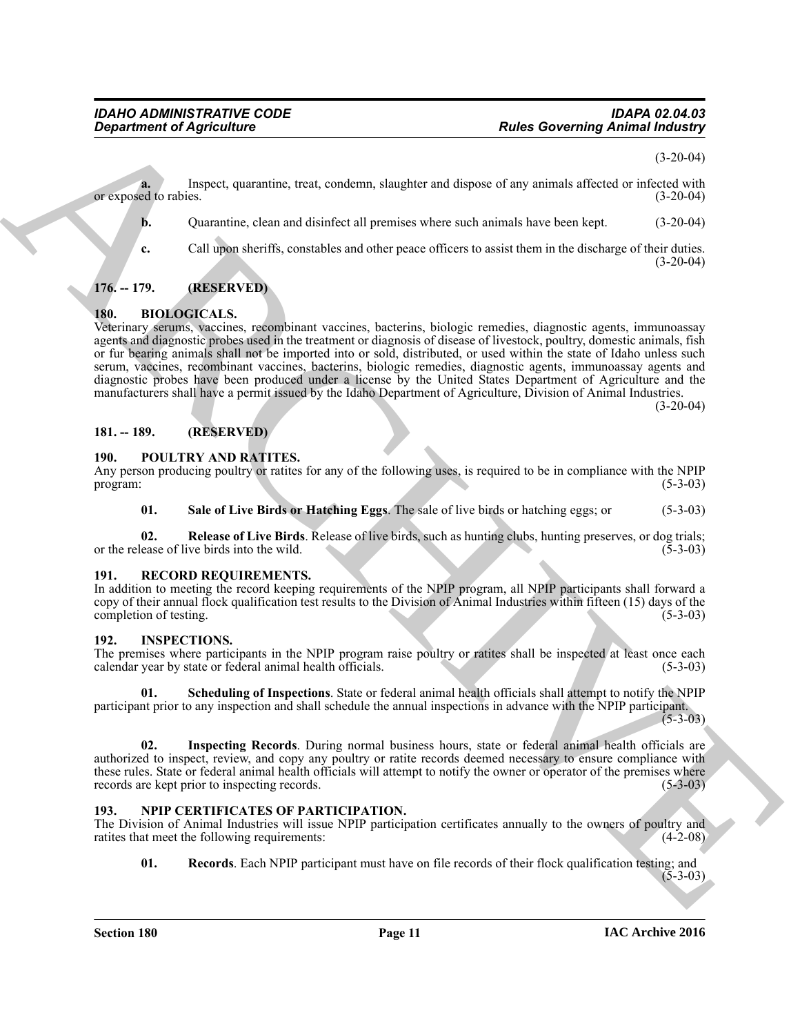(3-20-04)

**a.** Inspect, quarantine, treat, condemn, slaughter and dispose of any animals affected or infected with or exposed to rabies. (3-20-04)

**b.** Quarantine, clean and disinfect all premises where such animals have been kept. (3-20-04)

**c.** Call upon sheriffs, constables and other peace officers to assist them in the discharge of their duties. (3-20-04)

## 176. -- 179. (RESERVED)

## 180. BIOLOGICALS.

Veterinary serums, vaccines, recombinant vaccines, bacterins, biologic remedies, diagnostic agents, immunoassay agents and diagnostic probes used in the treatment or diagnosis of disease of livestock, poultry, domestic animals, fish or fur bearing animals shall not be imported into or sold, distributed, or used within the state of Idaho unless such serum, vaccines, recombinant vaccines, bacterins, biologic remedies, diagnostic agents, immunoassay agents and diagnostic probes have been produced under a license by the United States Department of Agriculture and the manufacturers shall have a permit issued by the Idaho Department of Agriculture, Division of Animal Industries. (3-20-04)

## 181. -- 189. (RESERVED)

## 190. POULTRY AND RATITES.

Any person producing poultry or ratites for any of the following uses, is required to be in compliance with the NPIP program: (5-3-03)

**01. Sale of Live Birds or Hatching Eggs**. The sale of live birds or hatching eggs; or (5-3-03)

**02. Release of Live Birds**. Release of live birds, such as hunting clubs, hunting preserves, or dog trials; or the release of live birds into the wild. (5-3-03)

## 191. RECORD REQUIREMENTS.

In addition to meeting the record keeping requirements of the NPIP program, all NPIP participants shall forward a copy of their annual flock qualification test results to the Division of Animal Industries within fifteen (15) days of the completion of testing. (5-3-03)

## 192. INSPECTIONS.

The premises where participants in the NPIP program raise poultry or ratites shall be inspected at least once each calendar year by state or federal animal health officials. (5-3-03)

**01. Scheduling of Inspections**. State or federal animal health officials shall attempt to notify the NPIP participant prior to any inspection and shall schedule the annual inspections in advance with the NPIP participant. (5-3-03)

**02. Inspecting Records**. During normal business hours, state or federal animal health officials are authorized to inspect, review, and copy any poultry or ratite records deemed necessary to ensure compliance with these rules. State or federal animal health officials will attempt to notify the owner or operator of the premises where records are kept prior to inspecting records. (5-3-03)

## 193. NPIP CERTIFICATES OF PARTICIPATION.

The Division of Animal Industries will issue NPIP participation certificates annually to the owners of poultry and ratites that meet the following requirements: (4-2-08)

**01. Records**. Each NPIP participant must have on file records of their flock qualification testing; and (5-3-03)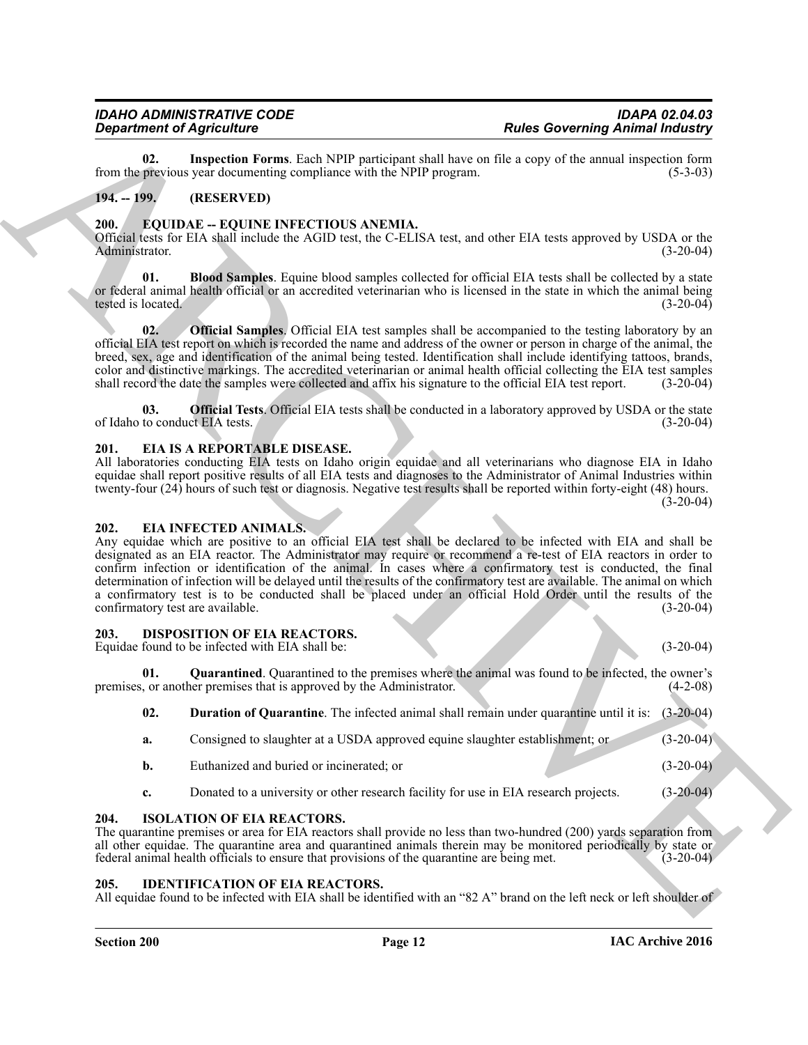**02. Inspection Forms**. Each NPIP participant shall have on file a copy of the annual inspection form from the previous year documenting compliance with the NPIP program. (5-3-03)

## 194. -- 199. (RESERVED)

## 200. EQUIDAE -- EQUINE INFECTIOUS ANEMIA.

Official tests for EIA shall include the AGID test, the C-ELISA test, and other EIA tests approved by USDA or the Administrator. (3-20-04)

**01. Blood Samples**. Equine blood samples collected for official EIA tests shall be collected by a state or federal animal health official or an accredited veterinarian who is licensed in the state in which the animal being tested is located. (3-20-04)

**02. Official Samples**. Official EIA test samples shall be accompanied to the testing laboratory by an official EIA test report on which is recorded the name and address of the owner or person in charge of the animal, the breed, sex, age and identification of the animal being tested. Identification shall include identifying tattoos, brands, color and distinctive markings. The accredited veterinarian or animal health official collecting the EIA test samples shall record the date the samples were collected and affix his signature to the official EIA test report. (3-20-04)

**03. Official Tests**. Official EIA tests shall be conducted in a laboratory approved by USDA or the state of Idaho to conduct EIA tests. (3-20-04)

## 201. EIA IS A REPORTABLE DISEASE.

All laboratories conducting EIA tests on Idaho origin equidae and all veterinarians who diagnose EIA in Idaho equidae shall report positive results of all EIA tests and diagnoses to the Administrator of Animal Industries within twenty-four (24) hours of such test or diagnosis. Negative test results shall be reported within forty-eight (48) hours. (3-20-04)

## 202. EIA INFECTED ANIMALS.

Any equidae which are positive to an official EIA test shall be declared to be infected with EIA and shall be designated as an EIA reactor. The Administrator may require or recommend a re-test of EIA reactors in order to confirm infection or identification of the animal. In cases where a confirmatory test is conducted, the final determination of infection will be delayed until the results of the confirmatory test are available. The animal on which a confirmatory test is to be conducted shall be placed under an official Hold Order until the results of the confirmatory test are available. (3-20-04)

## 203. DISPOSITION OF EIA REACTORS.

Equidae found to be infected with EIA shall be: (3-20-04)

**01. Quarantined**. Quarantined to the premises where the animal was found to be infected, the owner's premises, or another premises that is approved by the Administrator. (4-2-08)

**02. Duration of Quarantine**. The infected animal shall remain under quarantine until it is: (3-20-04)

**a.** Consigned to slaughter at a USDA approved equine slaughter establishment; or (3-20-04)

**b.** Euthanized and buried or incinerated; or (3-20-04)

**c.** Donated to a university or other research facility for use in EIA research projects. (3-20-04)

## 204. ISOLATION OF EIA REACTORS.

The quarantine premises or area for EIA reactors shall provide no less than two-hundred (200) yards separation from all other equidae. The quarantine area and quarantined animals therein may be monitored periodically by state or federal animal health officials to ensure that provisions of the quarantine are being met. (3-20-04)

## 205. IDENTIFICATION OF EIA REACTORS.

All equidae found to be infected with EIA shall be identified with an "82 A" brand on the left neck or left shoulder of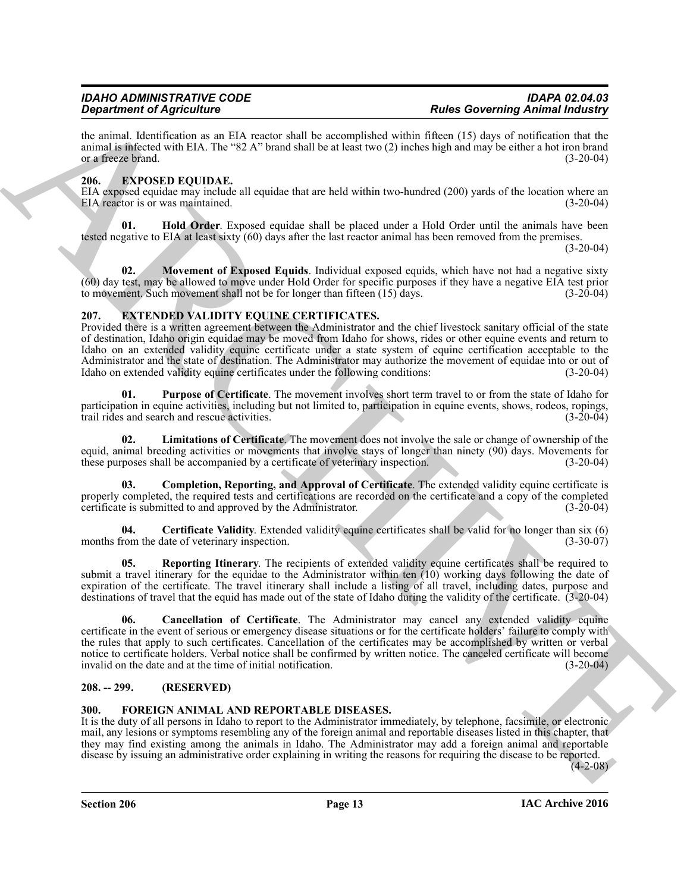the animal. Identification as an EIA reactor shall be accomplished within fifteen (15) days of notification that the animal is infected with EIA. The "82 A" brand shall be at least two (2) inches high and may be either a hot iron brand or a freeze brand. (3-20-04)

## 206. EXPOSED EQUIDAE.

EIA exposed equidae may include all equidae that are held within two-hundred (200) yards of the location where an EIA reactor is or was maintained. (3-20-04)

**01. Hold Order**. Exposed equidae shall be placed under a Hold Order until the animals have been tested negative to EIA at least sixty (60) days after the last reactor animal has been removed from the premises. (3-20-04)

**02. Movement of Exposed Equids**. Individual exposed equids, which have not had a negative sixty (60) day test, may be allowed to move under Hold Order for specific purposes if they have a negative EIA test prior to movement. Such movement shall not be for longer than fifteen (15) days. (3-20-04)

## 207. EXTENDED VALIDITY EQUINE CERTIFICATES.

Provided there is a written agreement between the Administrator and the chief livestock sanitary official of the state of destination, Idaho origin equidae may be moved from Idaho for shows, rides or other equine events and return to Idaho on an extended validity equine certificate under a state system of equine certification acceptable to the Administrator and the state of destination. The Administrator may authorize the movement of equidae into or out of Idaho on extended validity equine certificates under the following conditions: (3-20-04)

**01. Purpose of Certificate**. The movement involves short term travel to or from the state of Idaho for participation in equine activities, including but not limited to, participation in equine events, shows, rodeos, ropings, trail rides and search and rescue activities. (3-20-04)

**02. Limitations of Certificate**. The movement does not involve the sale or change of ownership of the equid, animal breeding activities or movements that involve stays of longer than ninety (90) days. Movements for these purposes shall be accompanied by a certificate of veterinary inspection. (3-20-04)

**03. Completion, Reporting, and Approval of Certificate**. The extended validity equine certificate is properly completed, the required tests and certifications are recorded on the certificate and a copy of the completed certificate is submitted to and approved by the Administrator. (3-20-04)

**04. Certificate Validity**. Extended validity equine certificates shall be valid for no longer than six (6) months from the date of veterinary inspection. (3-30-07)

**05. Reporting Itinerary**. The recipients of extended validity equine certificates shall be required to submit a travel itinerary for the equidae to the Administrator within ten (10) working days following the date of expiration of the certificate. The travel itinerary shall include a listing of all travel, including dates, purpose and destinations of travel that the equid has made out of the state of Idaho during the validity of the certificate. (3-20-04)

**06. Cancellation of Certificate**. The Administrator may cancel any extended validity equine certificate in the event of serious or emergency disease situations or for the certificate holders' failure to comply with the rules that apply to such certificates. Cancellation of the certificates may be accomplished by written or verbal notice to certificate holders. Verbal notice shall be confirmed by written notice. The canceled certificate will become invalid on the date and at the time of initial notification. (3-20-04)

## 208. -- 299. (RESERVED)

## 300. FOREIGN ANIMAL AND REPORTABLE DISEASES.

It is the duty of all persons in Idaho to report to the Administrator immediately, by telephone, facsimile, or electronic mail, any lesions or symptoms resembling any of the foreign animal and reportable diseases listed in this chapter, that they may find existing among the animals in Idaho. The Administrator may add a foreign animal and reportable disease by issuing an administrative order explaining in writing the reasons for requiring the disease to be reported. (4-2-08)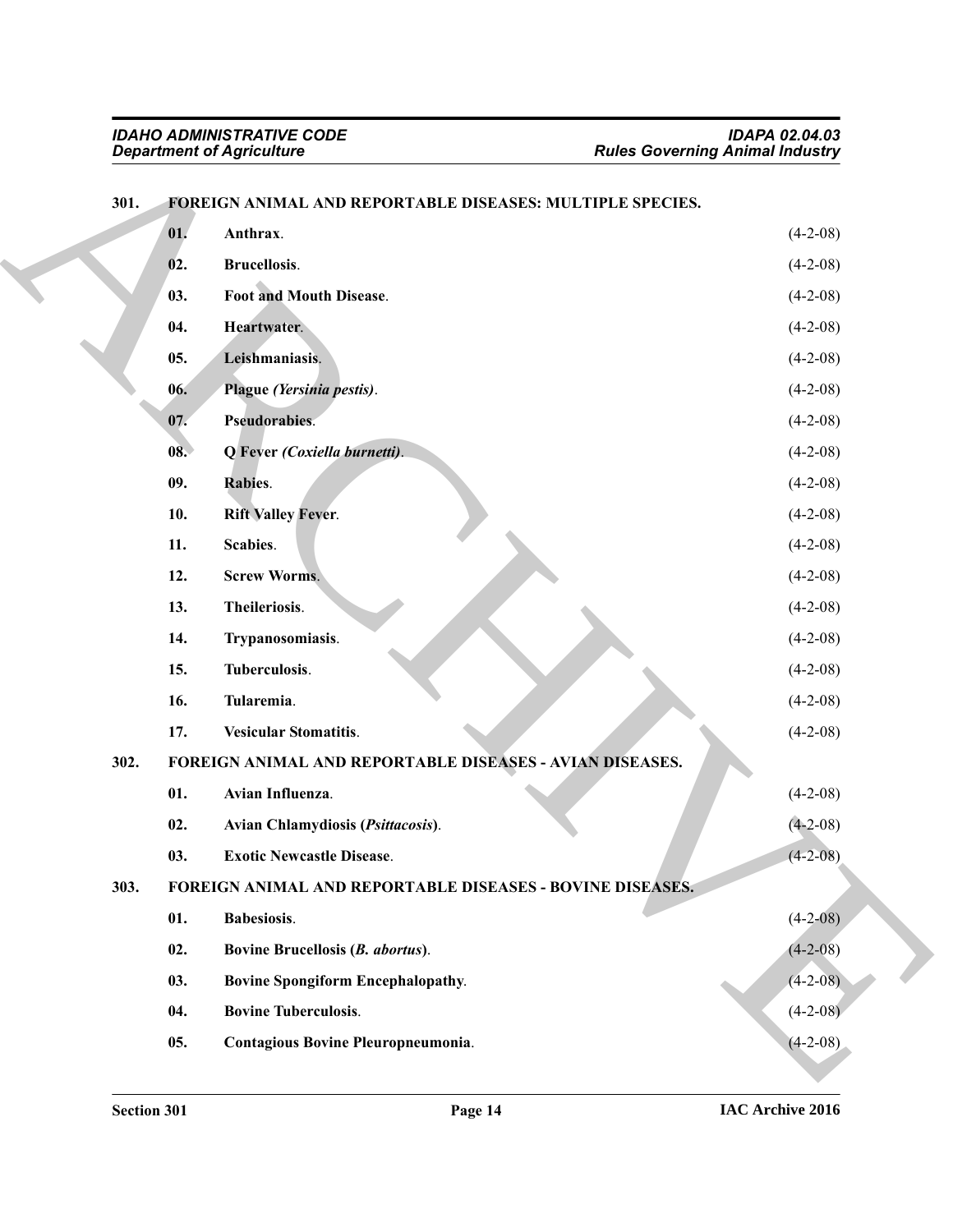### 301. FOREIGN ANIMAL AND REPORTABLE DISEASES: MULTIPLE SPECIES.

**01. Anthrax**. (4-2-08)

**02. Brucellosis**. (4-2-08)

**03. Foot and Mouth Disease**. (4-2-08)

**04. Heartwater**. (4-2-08)

**05. Leishmaniasis**. (4-2-08)

**06. Plague *(Yersinia pestis)***. (4-2-08)

**07. Pseudorabies**. (4-2-08)

**08. Q Fever *(Coxiella burnetti)***. (4-2-08)

**09. Rabies**. (4-2-08)

**10. Rift Valley Fever**. (4-2-08)

**11. Scabies**. (4-2-08)

**12. Screw Worms**. (4-2-08)

**13. Theileriosis**. (4-2-08)

**14. Trypanosomiasis**. (4-2-08)

**15. Tuberculosis**. (4-2-08)

**16. Tularemia**. (4-2-08)

**17. Vesicular Stomatitis**. (4-2-08)

### 302. FOREIGN ANIMAL AND REPORTABLE DISEASES - AVIAN DISEASES.

**01. Avian Influenza**. (4-2-08)

**02. Avian Chlamydiosis (*Psittacosis*)**. (4-2-08)

**03. Exotic Newcastle Disease**. (4-2-08)

### 303. FOREIGN ANIMAL AND REPORTABLE DISEASES - BOVINE DISEASES.

**01. Babesiosis**. (4-2-08)

**02. Bovine Brucellosis (*B. abortus*)**. (4-2-08)

**03. Bovine Spongiform Encephalopathy**. (4-2-08)

**04. Bovine Tuberculosis**. (4-2-08)

**05. Contagious Bovine Pleuropneumonia**. (4-2-08)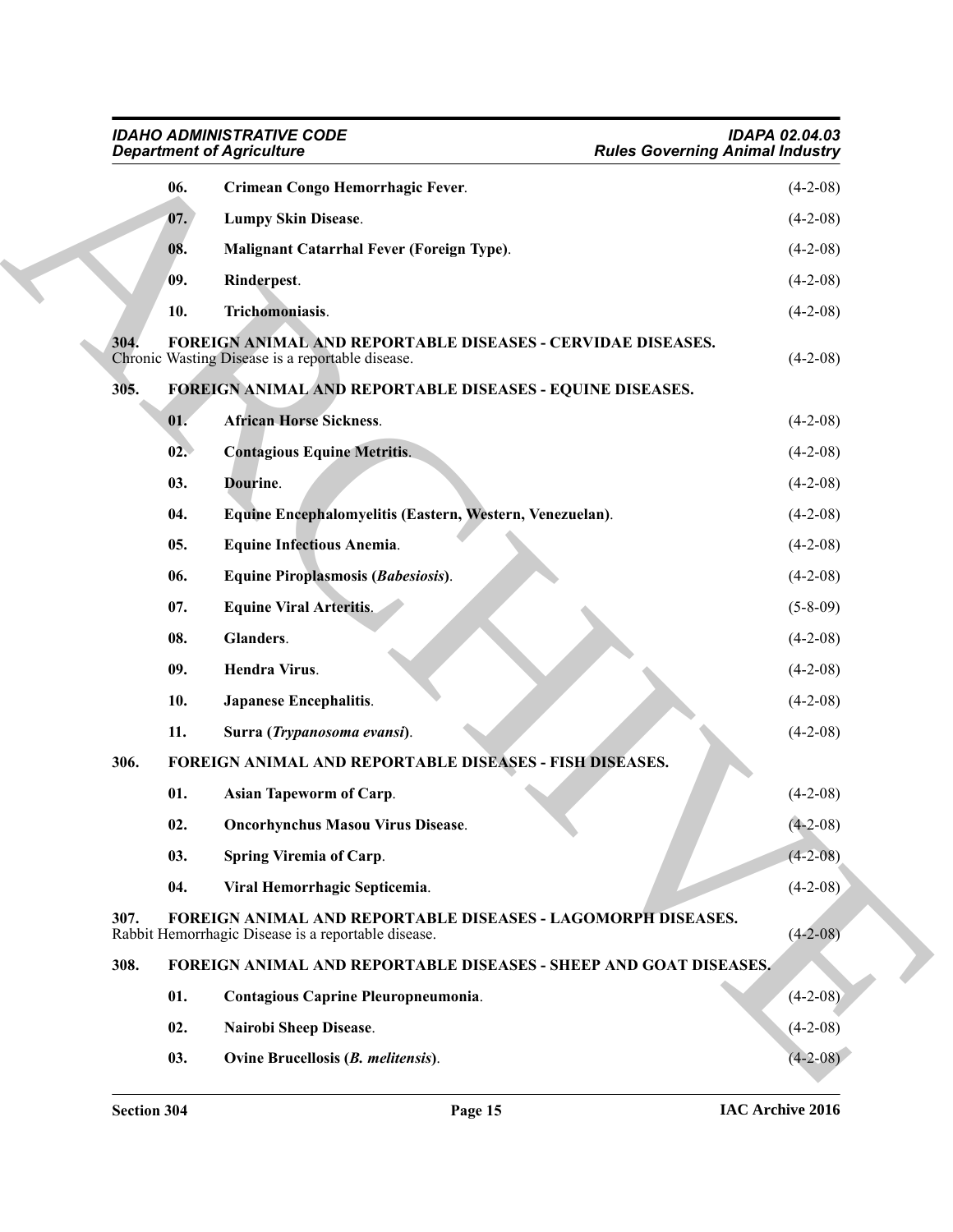**06. Crimean Congo Hemorrhagic Fever**. (4-2-08)

**07. Lumpy Skin Disease**. (4-2-08)

**08. Malignant Catarrhal Fever (Foreign Type)**. (4-2-08)

**09. Rinderpest**. (4-2-08)

**10. Trichomoniasis**. (4-2-08)

**304. FOREIGN ANIMAL AND REPORTABLE DISEASES - CERVIDAE DISEASES.**

Chronic Wasting Disease is a reportable disease. (4-2-08)

**305. FOREIGN ANIMAL AND REPORTABLE DISEASES - EQUINE DISEASES.**

**01. African Horse Sickness**. (4-2-08)

**02. Contagious Equine Metritis**. (4-2-08)

**03. Dourine**. (4-2-08)

**04. Equine Encephalomyelitis (Eastern, Western, Venezuelan)**. (4-2-08)

**05. Equine Infectious Anemia**. (4-2-08)

**06. Equine Piroplasmosis (*Babesiosis*)**. (4-2-08)

**07. Equine Viral Arteritis**. (5-8-09)

**08. Glanders**. (4-2-08)

**09. Hendra Virus**. (4-2-08)

**10. Japanese Encephalitis**. (4-2-08)

**11. Surra (*Trypanosoma evansi*)**. (4-2-08)

**306. FOREIGN ANIMAL AND REPORTABLE DISEASES - FISH DISEASES.**

**01. Asian Tapeworm of Carp**. (4-2-08)

**02. Oncorhynchus Masou Virus Disease**. (4-2-08)

**03. Spring Viremia of Carp**. (4-2-08)

**04. Viral Hemorrhagic Septicemia**. (4-2-08)

**307. FOREIGN ANIMAL AND REPORTABLE DISEASES - LAGOMORPH DISEASES.**

Rabbit Hemorrhagic Disease is a reportable disease. (4-2-08)

**308. FOREIGN ANIMAL AND REPORTABLE DISEASES - SHEEP AND GOAT DISEASES.**

**01. Contagious Caprine Pleuropneumonia**. (4-2-08)

**02. Nairobi Sheep Disease**. (4-2-08)

**03. Ovine Brucellosis (*B. melitensis*)**. (4-2-08)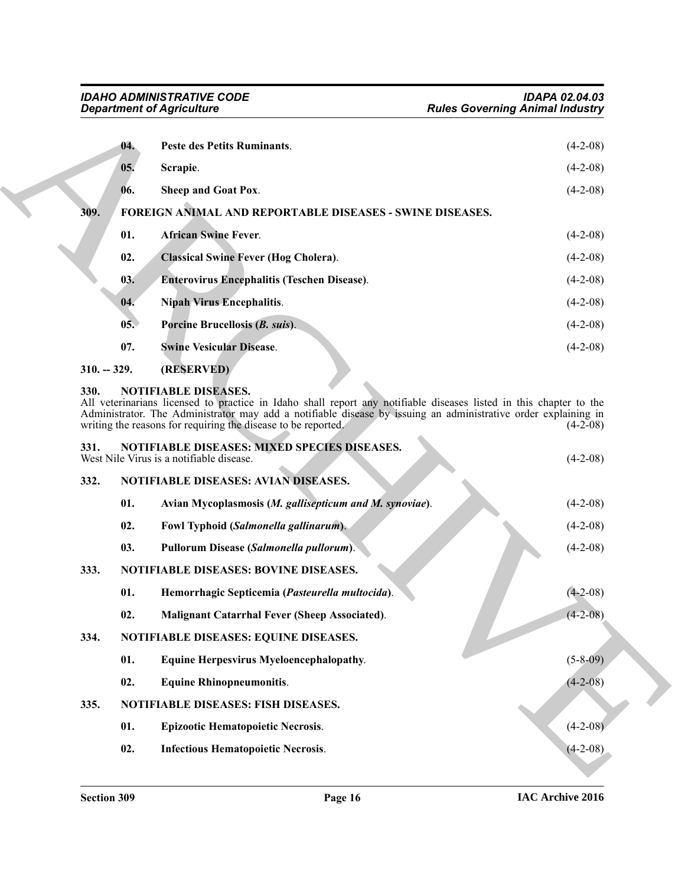**04. Peste des Petits Ruminants**. (4-2-08)

**05. Scrapie**. (4-2-08)

**06. Sheep and Goat Pox**. (4-2-08)

## 309. FOREIGN ANIMAL AND REPORTABLE DISEASES - SWINE DISEASES.

**01. African Swine Fever**. (4-2-08)

**02. Classical Swine Fever (Hog Cholera)**. (4-2-08)

**03. Enterovirus Encephalitis (Teschen Disease)**. (4-2-08)

**04. Nipah Virus Encephalitis**. (4-2-08)

**05. Porcine Brucellosis (*B. suis*)**. (4-2-08)

**07. Swine Vesicular Disease**. (4-2-08)

## 310. -- 329. (RESERVED)

## 330. NOTIFIABLE DISEASES.

All veterinarians licensed to practice in Idaho shall report any notifiable diseases listed in this chapter to the Administrator. The Administrator may add a notifiable disease by issuing an administrative order explaining in writing the reasons for requiring the disease to be reported. (4-2-08)

## 331. NOTIFIABLE DISEASES: MIXED SPECIES DISEASES.

West Nile Virus is a notifiable disease. (4-2-08)

## 332. NOTIFIABLE DISEASES: AVIAN DISEASES.

**01. Avian Mycoplasmosis (*M. gallisepticum and M. synoviae*)**. (4-2-08)

**02. Fowl Typhoid (*Salmonella gallinarum*)**. (4-2-08)

**03. Pullorum Disease (*Salmonella pullorum*)**. (4-2-08)

## 333. NOTIFIABLE DISEASES: BOVINE DISEASES.

**01. Hemorrhagic Septicemia (*Pasteurella multocida*)**. (4-2-08)

**02. Malignant Catarrhal Fever (Sheep Associated)**. (4-2-08)

## 334. NOTIFIABLE DISEASES: EQUINE DISEASES.

**01. Equine Herpesvirus Myeloencephalopathy**. (5-8-09)

**02. Equine Rhinopneumonitis**. (4-2-08)

## 335. NOTIFIABLE DISEASES: FISH DISEASES.

**01. Epizootic Hematopoietic Necrosis**. (4-2-08)

**02. Infectious Hematopoietic Necrosis**. (4-2-08)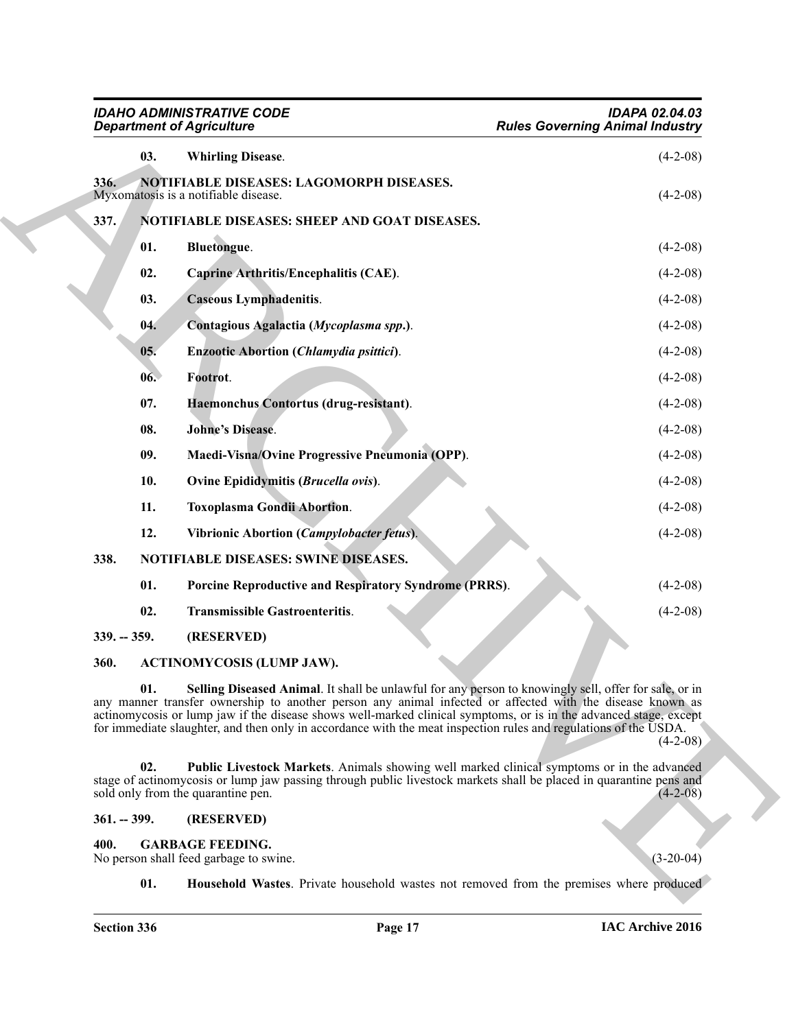**03. Whirling Disease**. (4-2-08)

## 336. NOTIFIABLE DISEASES: LAGOMORPH DISEASES.

Myxomatosis is a notifiable disease. (4-2-08)

## 337. NOTIFIABLE DISEASES: SHEEP AND GOAT DISEASES.

**01. Bluetongue**. (4-2-08)

**02. Caprine Arthritis/Encephalitis (CAE)**. (4-2-08)

**03. Caseous Lymphadenitis**. (4-2-08)

**04. Contagious Agalactia (*Mycoplasma spp.*)**. (4-2-08)

**05. Enzootic Abortion (*Chlamydia psittici*)**. (4-2-08)

**06. Footrot**. (4-2-08)

**07. Haemonchus Contortus (drug-resistant)**. (4-2-08)

**08. Johne's Disease**. (4-2-08)

**09. Maedi-Visna/Ovine Progressive Pneumonia (OPP)**. (4-2-08)

**10. Ovine Epididymitis (*Brucella ovis*)**. (4-2-08)

**11. Toxoplasma Gondii Abortion**. (4-2-08)

**12. Vibrionic Abortion (*Campylobacter fetus*)**. (4-2-08)

## 338. NOTIFIABLE DISEASES: SWINE DISEASES.

**01. Porcine Reproductive and Respiratory Syndrome (PRRS)**. (4-2-08)

**02. Transmissible Gastroenteritis**. (4-2-08)

## 339. -- 359. (RESERVED)

## 360. ACTINOMYCOSIS (LUMP JAW).

**01. Selling Diseased Animal**. It shall be unlawful for any person to knowingly sell, offer for sale, or in any manner transfer ownership to another person any animal infected or affected with the disease known as actinomycosis or lump jaw if the disease shows well-marked clinical symptoms, or is in the advanced stage, except for immediate slaughter, and then only in accordance with the meat inspection rules and regulations of the USDA. (4-2-08)

**02. Public Livestock Markets**. Animals showing well marked clinical symptoms or in the advanced stage of actinomycosis or lump jaw passing through public livestock markets shall be placed in quarantine pens and sold only from the quarantine pen. (4-2-08)

## 361. -- 399. (RESERVED)

## 400. GARBAGE FEEDING.

No person shall feed garbage to swine. (3-20-04)

**01. Household Wastes**. Private household wastes not removed from the premises where produced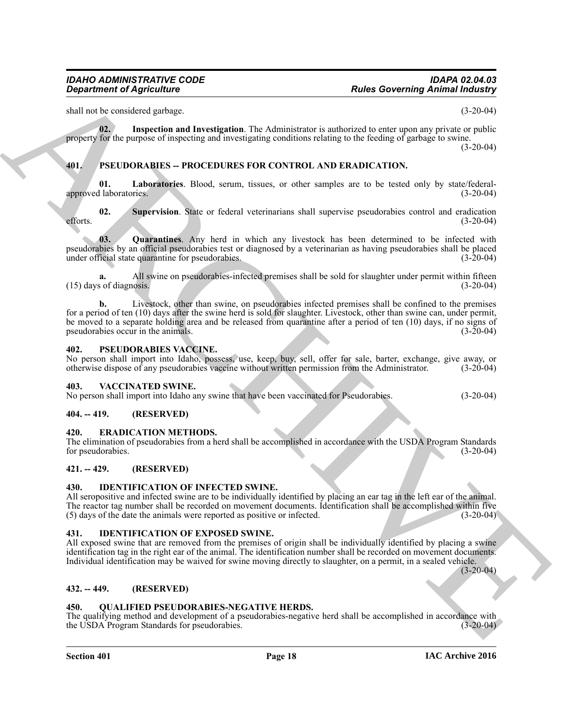shall not be considered garbage. (3-20-04)

**02. Inspection and Investigation**. The Administrator is authorized to enter upon any private or public property for the purpose of inspecting and investigating conditions relating to the feeding of garbage to swine. (3-20-04)

## 401. PSEUDORABIES -- PROCEDURES FOR CONTROL AND ERADICATION.

**01. Laboratories**. Blood, serum, tissues, or other samples are to be tested only by state/federal-approved laboratories. (3-20-04)

**02. Supervision**. State or federal veterinarians shall supervise pseudorabies control and eradication efforts. (3-20-04)

**03. Quarantines**. Any herd in which any livestock has been determined to be infected with pseudorabies by an official pseudorabies test or diagnosed by a veterinarian as having pseudorabies shall be placed under official state quarantine for pseudorabies. (3-20-04)

**a.** All swine on pseudorabies-infected premises shall be sold for slaughter under permit within fifteen (15) days of diagnosis. (3-20-04)

**b.** Livestock, other than swine, on pseudorabies infected premises shall be confined to the premises for a period of ten (10) days after the swine herd is sold for slaughter. Livestock, other than swine can, under permit, be moved to a separate holding area and be released from quarantine after a period of ten (10) days, if no signs of pseudorabies occur in the animals. (3-20-04)

## 402. PSEUDORABIES VACCINE.

No person shall import into Idaho, possess, use, keep, buy, sell, offer for sale, barter, exchange, give away, or otherwise dispose of any pseudorabies vaccine without written permission from the Administrator. (3-20-04)

## 403. VACCINATED SWINE.

No person shall import into Idaho any swine that have been vaccinated for Pseudorabies. (3-20-04)

## 404. -- 419. (RESERVED)

## 420. ERADICATION METHODS.

The elimination of pseudorabies from a herd shall be accomplished in accordance with the USDA Program Standards for pseudorabies. (3-20-04)

## 421. -- 429. (RESERVED)

## 430. IDENTIFICATION OF INFECTED SWINE.

All seropositive and infected swine are to be individually identified by placing an ear tag in the left ear of the animal. The reactor tag number shall be recorded on movement documents. Identification shall be accomplished within five (5) days of the date the animals were reported as positive or infected. (3-20-04)

## 431. IDENTIFICATION OF EXPOSED SWINE.

All exposed swine that are removed from the premises of origin shall be individually identified by placing a swine identification tag in the right ear of the animal. The identification number shall be recorded on movement documents. Individual identification may be waived for swine moving directly to slaughter, on a permit, in a sealed vehicle. (3-20-04)

## 432. -- 449. (RESERVED)

## 450. QUALIFIED PSEUDORABIES-NEGATIVE HERDS.

The qualifying method and development of a pseudorabies-negative herd shall be accomplished in accordance with the USDA Program Standards for pseudorabies. (3-20-04)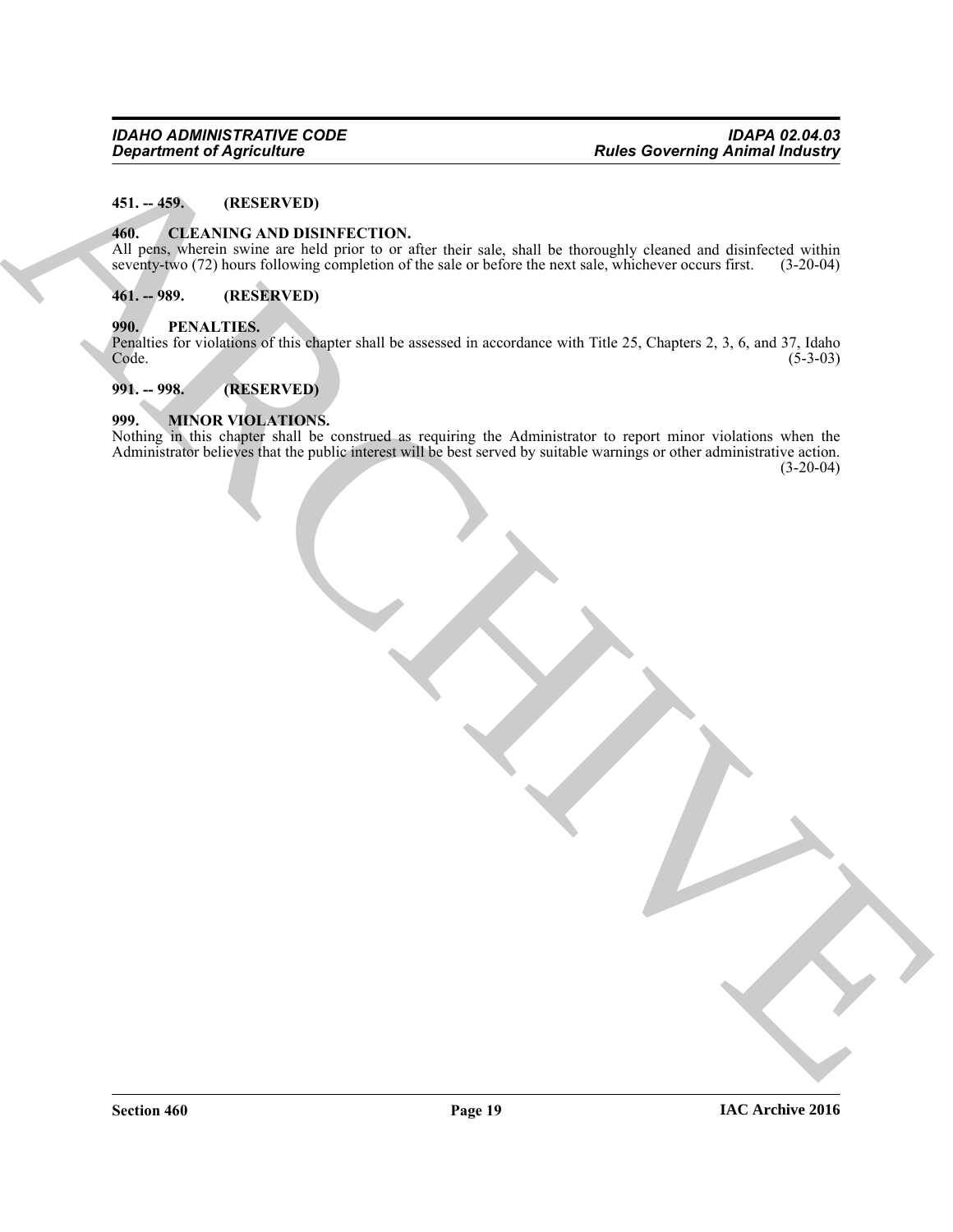### 451. -- 459. (RESERVED)

### 460. CLEANING AND DISINFECTION.

All pens, wherein swine are held prior to or after their sale, shall be thoroughly cleaned and disinfected within seventy-two (72) hours following completion of the sale or before the next sale, whichever occurs first. (3-20-04)

### 461. -- 989. (RESERVED)

### 990. PENALTIES.

Penalties for violations of this chapter shall be assessed in accordance with Title 25, Chapters 2, 3, 6, and 37, Idaho Code. (5-3-03)

### 991. -- 998. (RESERVED)

### 999. MINOR VIOLATIONS.

Nothing in this chapter shall be construed as requiring the Administrator to report minor violations when the Administrator believes that the public interest will be best served by suitable warnings or other administrative action. (3-20-04)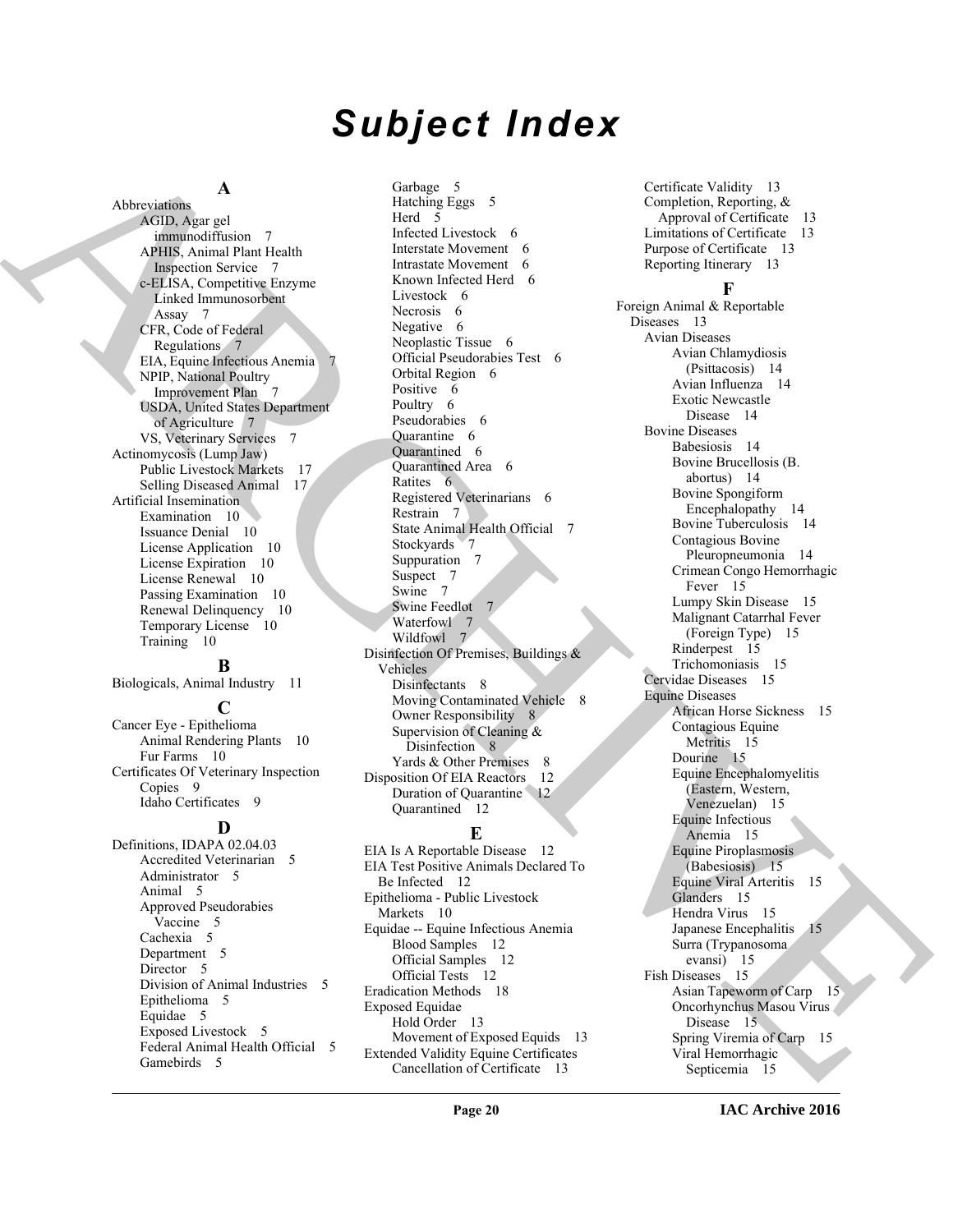# Subject Index

**A**

Abbreviations
- AGID, Agar gel immunodiffusion 7
- APHIS, Animal Plant Health Inspection Service 7
- c-ELISA, Competitive Enzyme Linked Immunosorbent Assay 7
- CFR, Code of Federal Regulations 7
- EIA, Equine Infectious Anemia 7
- NPIP, National Poultry Improvement Plan 7
- USDA, United States Department of Agriculture 7
- VS, Veterinary Services 7

Actinomycosis (Lump Jaw)
- Public Livestock Markets 17
- Selling Diseased Animal 17

Artificial Insemination
- Examination 10
- Issuance Denial 10
- License Application 10
- License Expiration 10
- License Renewal 10
- Passing Examination 10
- Renewal Delinquency 10
- Temporary License 10
- Training 10

**B**

Biologicals, Animal Industry 11

**C**

Cancer Eye - Epithelioma
- Animal Rendering Plants 10
- Fur Farms 10

Certificates Of Veterinary Inspection
- Copies 9
- Idaho Certificates 9

**D**

Definitions, IDAPA 02.04.03
- Accredited Veterinarian 5
- Administrator 5
- Animal 5
- Approved Pseudorabies Vaccine 5
- Cachexia 5
- Department 5
- Director 5
- Division of Animal Industries 5
- Epithelioma 5
- Equidae 5
- Exposed Livestock 5
- Federal Animal Health Official 5
- Gamebirds 5
- Garbage 5
- Hatching Eggs 5
- Herd 5
- Infected Livestock 6
- Interstate Movement 6
- Intrastate Movement 6
- Known Infected Herd 6
- Livestock 6
- Necrosis 6
- Negative 6
- Neoplastic Tissue 6
- Official Pseudorabies Test 6
- Orbital Region 6
- Positive 6
- Poultry 6
- Pseudorabies 6
- Quarantine 6
- Quarantined 6
- Quarantined Area 6
- Ratites 6
- Registered Veterinarians 6
- Restrain 7
- State Animal Health Official 7
- Stockyards 7
- Suppuration 7
- Suspect 7
- Swine 7
- Swine Feedlot 7
- Waterfowl 7
- Wildfowl 7

Disinfection Of Premises, Buildings & Vehicles
- Disinfectants 8
- Moving Contaminated Vehicle 8
- Owner Responsibility 8
- Supervision of Cleaning & Disinfection 8
- Yards & Other Premises 8

Disposition Of EIA Reactors 12
- Duration of Quarantine 12
- Quarantined 12

**E**

EIA Is A Reportable Disease 12

EIA Test Positive Animals Declared To Be Infected 12

Epithelioma - Public Livestock Markets 10

Equidae -- Equine Infectious Anemia
- Blood Samples 12
- Official Samples 12
- Official Tests 12

Eradication Methods 18

Exposed Equidae
- Hold Order 13
- Movement of Exposed Equids 13

Extended Validity Equine Certificates
- Cancellation of Certificate 13
- Certificate Validity 13
- Completion, Reporting, & Approval of Certificate 13
- Limitations of Certificate 13
- Purpose of Certificate 13
- Reporting Itinerary 13

**F**

Foreign Animal & Reportable Diseases 13
- Avian Diseases
  - Avian Chlamydiosis (Psittacosis) 14
  - Avian Influenza 14
  - Exotic Newcastle Disease 14
- Bovine Diseases
  - Babesiosis 14
  - Bovine Brucellosis (B. abortus) 14
  - Bovine Spongiform Encephalopathy 14
  - Bovine Tuberculosis 14
  - Contagious Bovine Pleuropneumonia 14
  - Crimean Congo Hemorrhagic Fever 15
  - Lumpy Skin Disease 15
  - Malignant Catarrhal Fever (Foreign Type) 15
  - Rinderpest 15
  - Trichomoniasis 15
- Cervidae Diseases 15
- Equine Diseases
  - African Horse Sickness 15
  - Contagious Equine Metritis 15
  - Dourine 15
  - Equine Encephalomyelitis (Eastern, Western, Venezuelan) 15
  - Equine Infectious Anemia 15
  - Equine Piroplasmosis (Babesiosis) 15
  - Equine Viral Arteritis 15
  - Glanders 15
  - Hendra Virus 15
  - Japanese Encephalitis 15
  - Surra (Trypanosoma evansi) 15
- Fish Diseases 15
  - Asian Tapeworm of Carp 15
  - Oncorhynchus Masou Virus Disease 15
  - Spring Viremia of Carp 15
  - Viral Hemorrhagic Septicemia 15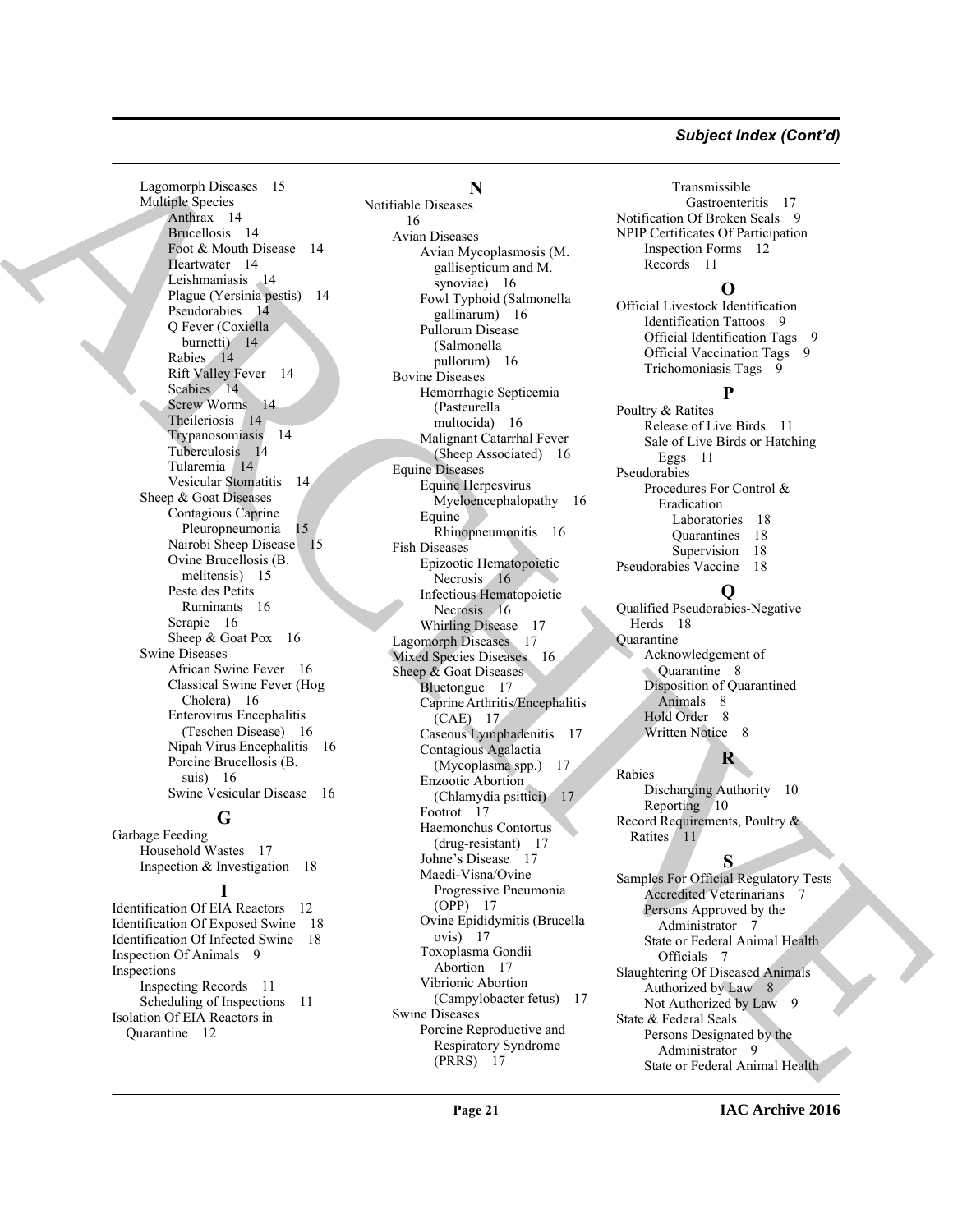*Subject Index (Cont'd)*

Lagomorph Diseases 15
Multiple Species
- Anthrax 14
- Brucellosis 14
- Foot & Mouth Disease 14
- Heartwater 14
- Leishmaniasis 14
- Plague (Yersinia pestis) 14
- Pseudorabies 14
- Q Fever (Coxiella burnetti) 14
- Rabies 14
- Rift Valley Fever 14
- Scabies 14
- Screw Worms 14
- Theileriosis 14
- Trypanosomiasis 14
- Tuberculosis 14
- Tularemia 14
- Vesicular Stomatitis 14

Sheep & Goat Diseases
- Contagious Caprine Pleuropneumonia 15
- Nairobi Sheep Disease 15
- Ovine Brucellosis (B. melitensis) 15
- Peste des Petits Ruminants 16
- Scrapie 16
- Sheep & Goat Pox 16

Swine Diseases
- African Swine Fever 16
- Classical Swine Fever (Hog Cholera) 16
- Enterovirus Encephalitis (Teschen Disease) 16
- Nipah Virus Encephalitis 16
- Porcine Brucellosis (B. suis) 16
- Swine Vesicular Disease 16

## G

Garbage Feeding
- Household Wastes 17
- Inspection & Investigation 18

## I

Identification Of EIA Reactors 12
Identification Of Exposed Swine 18
Identification Of Infected Swine 18
Inspection Of Animals 9
Inspections
- Inspecting Records 11
- Scheduling of Inspections 11

Isolation Of EIA Reactors in Quarantine 12

## N

Notifiable Diseases 16
- Avian Diseases
  - Avian Mycoplasmosis (M. gallisepticum and M. synoviae) 16
  - Fowl Typhoid (Salmonella gallinarum) 16
  - Pullorum Disease (Salmonella pullorum) 16
- Bovine Diseases
  - Hemorrhagic Septicemia (Pasteurella multocida) 16
  - Malignant Catarrhal Fever (Sheep Associated) 16
- Equine Diseases
  - Equine Herpesvirus Myeloencephalopathy 16
  - Equine Rhinopneumonitis 16
- Fish Diseases
  - Epizootic Hematopoietic Necrosis 16
  - Infectious Hematopoietic Necrosis 16
  - Whirling Disease 17
- Lagomorph Diseases 17
- Mixed Species Diseases 16
- Sheep & Goat Diseases
  - Bluetongue 17
  - Caprine Arthritis/Encephalitis (CAE) 17
  - Caseous Lymphadenitis 17
  - Contagious Agalactia (Mycoplasma spp.) 17
  - Enzootic Abortion (Chlamydia psittici) 17
  - Footrot 17
  - Haemonchus Contortus (drug-resistant) 17
  - Johne's Disease 17
  - Maedi-Visna/Ovine Progressive Pneumonia (OPP) 17
  - Ovine Epididymitis (Brucella ovis) 17
  - Toxoplasma Gondii Abortion 17
  - Vibrionic Abortion (Campylobacter fetus) 17
- Swine Diseases
  - Porcine Reproductive and Respiratory Syndrome (PRRS) 17
  - Transmissible Gastroenteritis 17

Notification Of Broken Seals 9
NPIP Certificates Of Participation
- Inspection Forms 12
- Records 11

## O

Official Livestock Identification
- Identification Tattoos 9
- Official Identification Tags 9
- Official Vaccination Tags 9
- Trichomoniasis Tags 9

## P

Poultry & Ratites
- Release of Live Birds 11
- Sale of Live Birds or Hatching Eggs 11

Pseudorabies
- Procedures For Control & Eradication
  - Laboratories 18
  - Quarantines 18
  - Supervision 18

Pseudorabies Vaccine 18

## Q

Qualified Pseudorabies-Negative Herds 18
Quarantine
- Acknowledgement of Quarantine 8
- Disposition of Quarantined Animals 8
- Hold Order 8
- Written Notice 8

## R

Rabies
- Discharging Authority 10
- Reporting 10

Record Requirements, Poultry & Ratites 11

## S

Samples For Official Regulatory Tests
- Accredited Veterinarians 7
- Persons Approved by the Administrator 7
- State or Federal Animal Health Officials 7

Slaughtering Of Diseased Animals
- Authorized by Law 8
- Not Authorized by Law 9

State & Federal Seals
- Persons Designated by the Administrator 9
- State or Federal Animal Health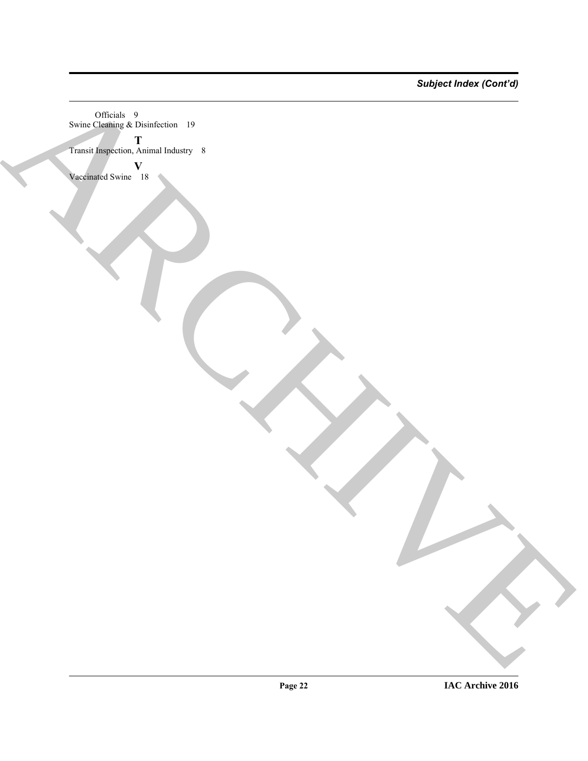Officials 9
Swine Cleaning & Disinfection 19

**T**

Transit Inspection, Animal Industry 8

**V**

Vaccinated Swine 18